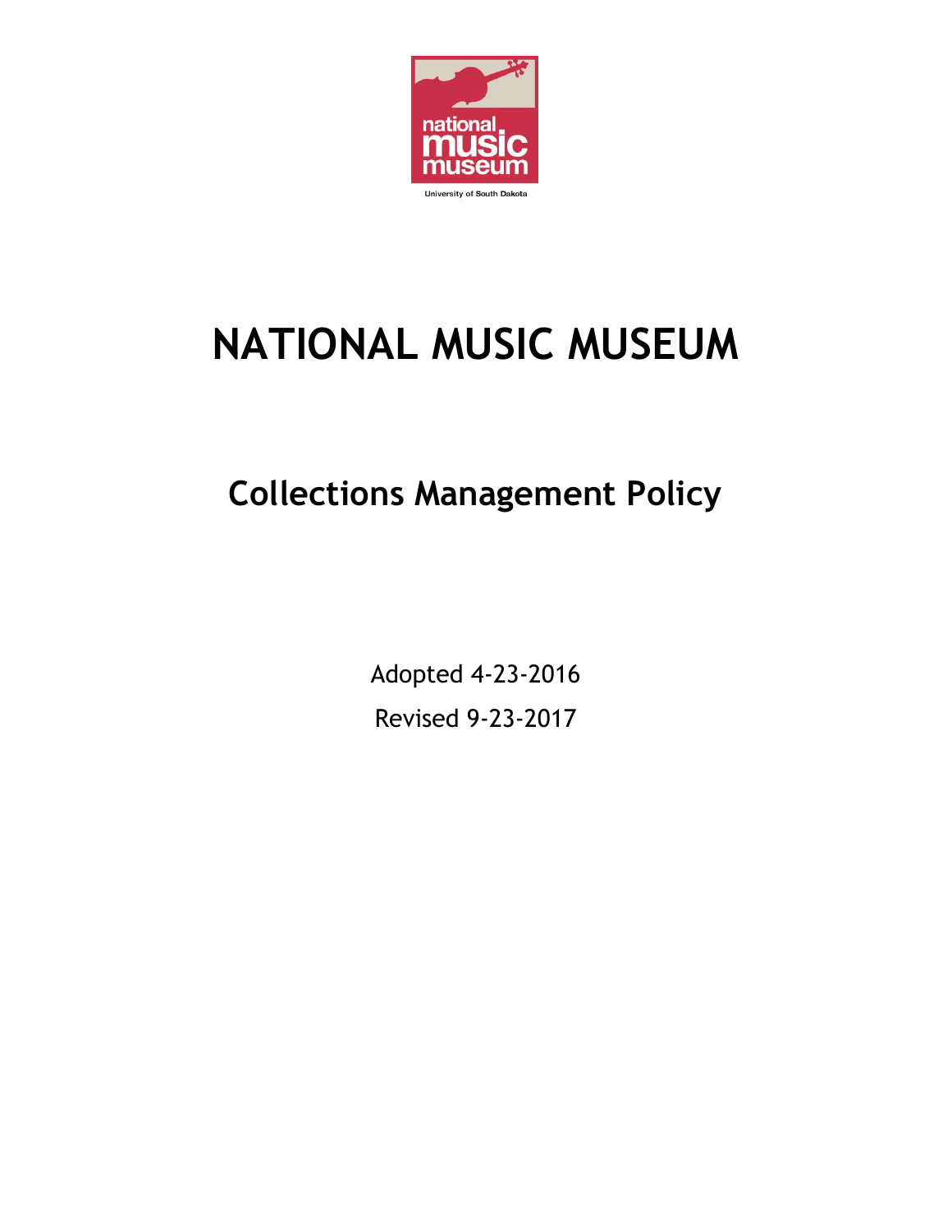# NATIONAL MUSIC MUSEUM

## Collections Management Policy

Adopted 4-23-2016

Revised 9-23-2017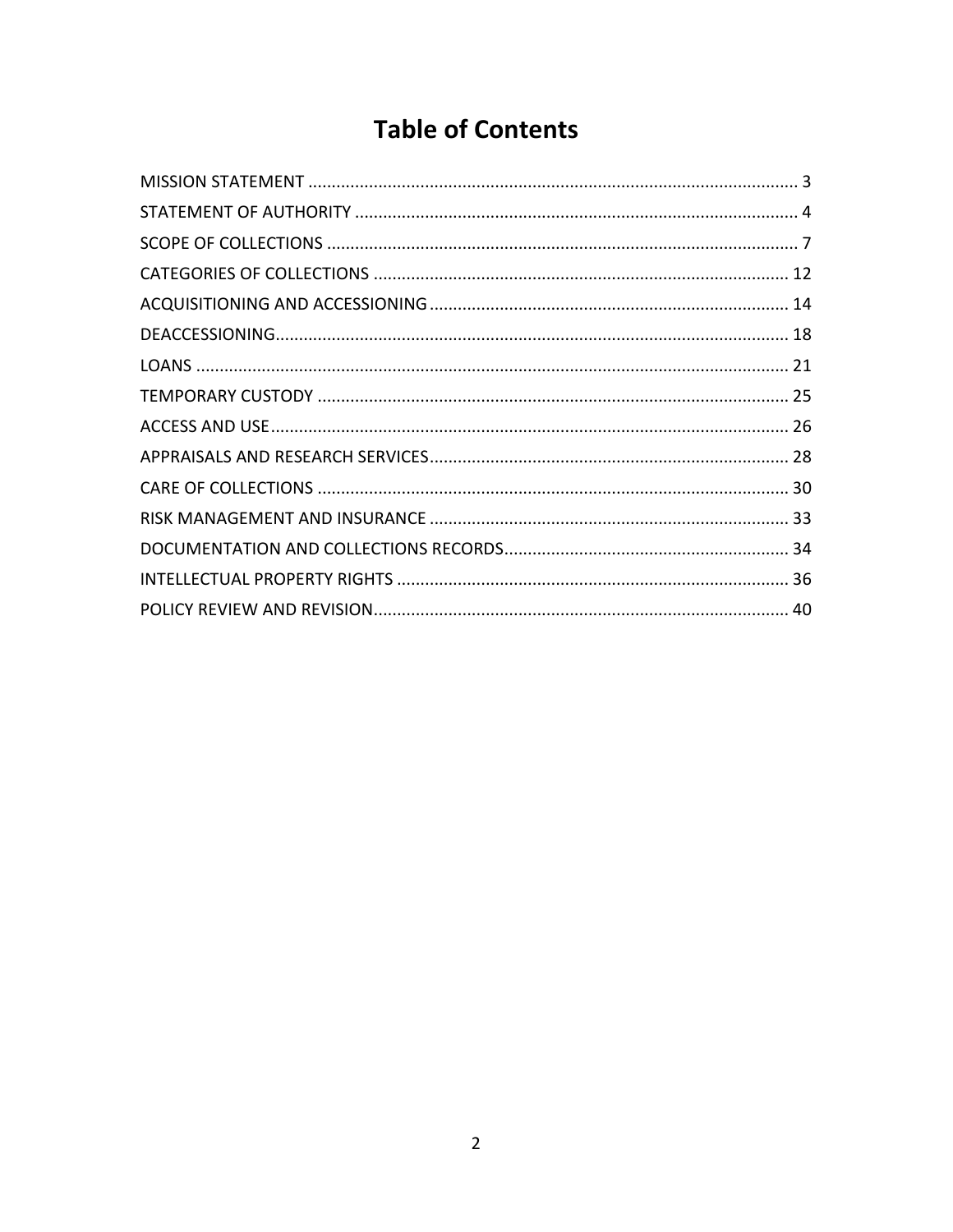# Table of Contents

MISSION STATEMENT ........................................................................................................ 3
STATEMENT OF AUTHORITY .............................................................................................. 4
SCOPE OF COLLECTIONS .................................................................................................... 7
CATEGORIES OF COLLECTIONS ........................................................................................ 12
ACQUISITIONING AND ACCESSIONING ............................................................................ 14
DEACCESSIONING............................................................................................................. 18
LOANS .............................................................................................................................. 21
TEMPORARY CUSTODY ..................................................................................................... 25
ACCESS AND USE .............................................................................................................. 26
APPRAISALS AND RESEARCH SERVICES ............................................................................ 28
CARE OF COLLECTIONS ..................................................................................................... 30
RISK MANAGEMENT AND INSURANCE ............................................................................ 33
DOCUMENTATION AND COLLECTIONS RECORDS............................................................. 34
INTELLECTUAL PROPERTY RIGHTS .................................................................................... 36
POLICY REVIEW AND REVISION......................................................................................... 40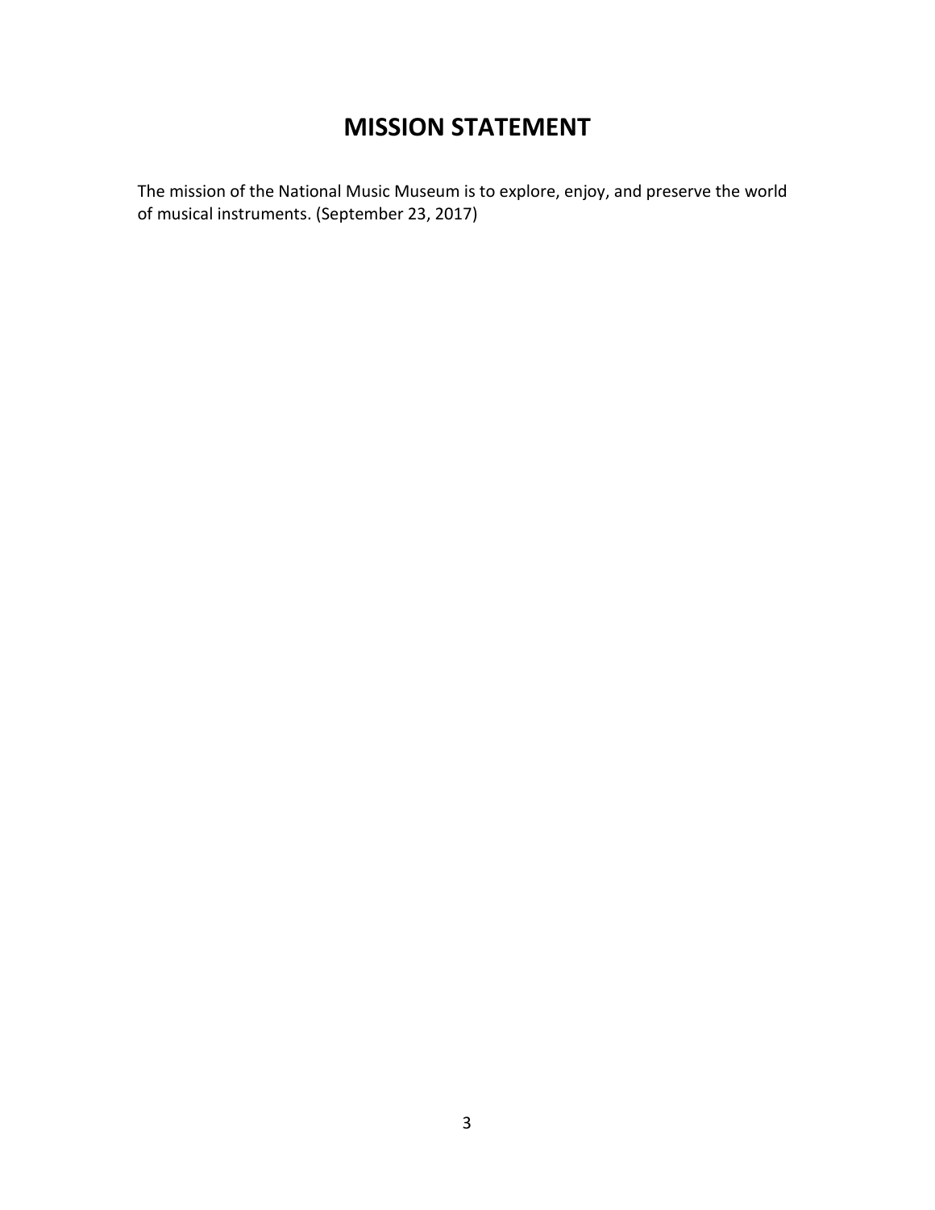# MISSION STATEMENT

The mission of the National Music Museum is to explore, enjoy, and preserve the world of musical instruments. (September 23, 2017)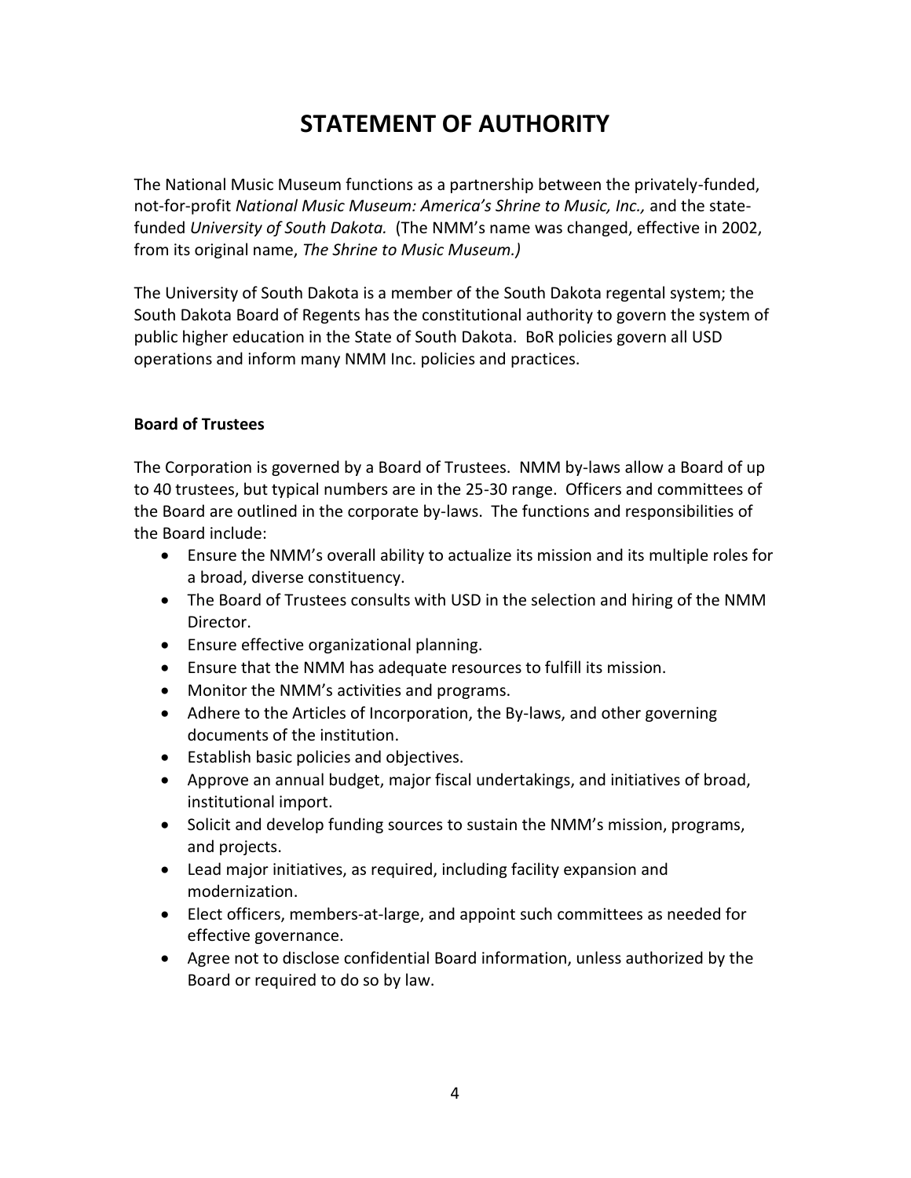# STATEMENT OF AUTHORITY

The National Music Museum functions as a partnership between the privately-funded, not-for-profit *National Music Museum: America's Shrine to Music, Inc.,* and the state-funded *University of South Dakota.* (The NMM's name was changed, effective in 2002, from its original name, *The Shrine to Music Museum.)*

The University of South Dakota is a member of the South Dakota regental system; the South Dakota Board of Regents has the constitutional authority to govern the system of public higher education in the State of South Dakota. BoR policies govern all USD operations and inform many NMM Inc. policies and practices.

**Board of Trustees**

The Corporation is governed by a Board of Trustees. NMM by-laws allow a Board of up to 40 trustees, but typical numbers are in the 25-30 range. Officers and committees of the Board are outlined in the corporate by-laws. The functions and responsibilities of the Board include:

- Ensure the NMM's overall ability to actualize its mission and its multiple roles for a broad, diverse constituency.
- The Board of Trustees consults with USD in the selection and hiring of the NMM Director.
- Ensure effective organizational planning.
- Ensure that the NMM has adequate resources to fulfill its mission.
- Monitor the NMM's activities and programs.
- Adhere to the Articles of Incorporation, the By-laws, and other governing documents of the institution.
- Establish basic policies and objectives.
- Approve an annual budget, major fiscal undertakings, and initiatives of broad, institutional import.
- Solicit and develop funding sources to sustain the NMM's mission, programs, and projects.
- Lead major initiatives, as required, including facility expansion and modernization.
- Elect officers, members-at-large, and appoint such committees as needed for effective governance.
- Agree not to disclose confidential Board information, unless authorized by the Board or required to do so by law.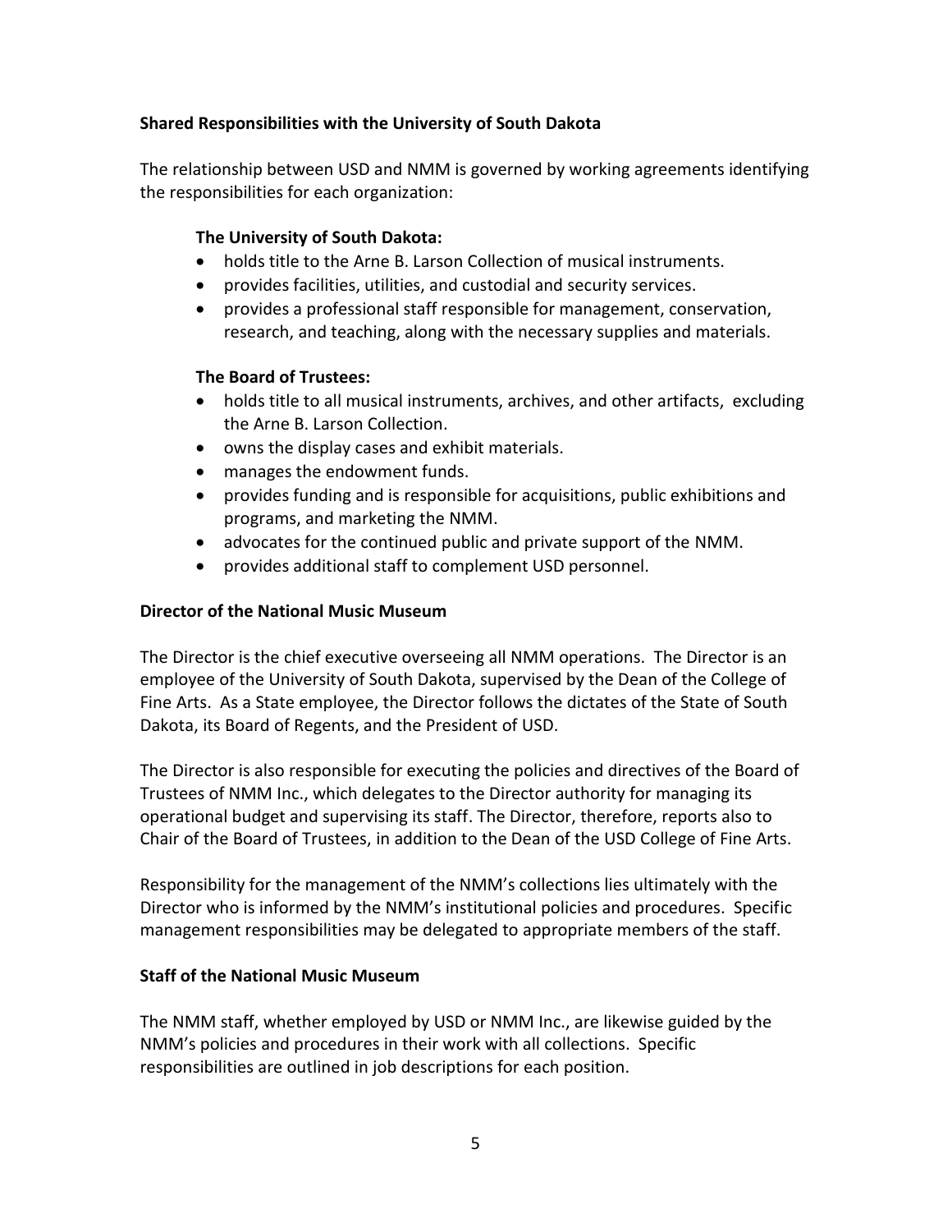## Shared Responsibilities with the University of South Dakota

The relationship between USD and NMM is governed by working agreements identifying the responsibilities for each organization:

### The University of South Dakota:

- holds title to the Arne B. Larson Collection of musical instruments.
- provides facilities, utilities, and custodial and security services.
- provides a professional staff responsible for management, conservation, research, and teaching, along with the necessary supplies and materials.

### The Board of Trustees:

- holds title to all musical instruments, archives, and other artifacts, excluding the Arne B. Larson Collection.
- owns the display cases and exhibit materials.
- manages the endowment funds.
- provides funding and is responsible for acquisitions, public exhibitions and programs, and marketing the NMM.
- advocates for the continued public and private support of the NMM.
- provides additional staff to complement USD personnel.

## Director of the National Music Museum

The Director is the chief executive overseeing all NMM operations. The Director is an employee of the University of South Dakota, supervised by the Dean of the College of Fine Arts. As a State employee, the Director follows the dictates of the State of South Dakota, its Board of Regents, and the President of USD.

The Director is also responsible for executing the policies and directives of the Board of Trustees of NMM Inc., which delegates to the Director authority for managing its operational budget and supervising its staff. The Director, therefore, reports also to Chair of the Board of Trustees, in addition to the Dean of the USD College of Fine Arts.

Responsibility for the management of the NMM's collections lies ultimately with the Director who is informed by the NMM's institutional policies and procedures. Specific management responsibilities may be delegated to appropriate members of the staff.

## Staff of the National Music Museum

The NMM staff, whether employed by USD or NMM Inc., are likewise guided by the NMM's policies and procedures in their work with all collections. Specific responsibilities are outlined in job descriptions for each position.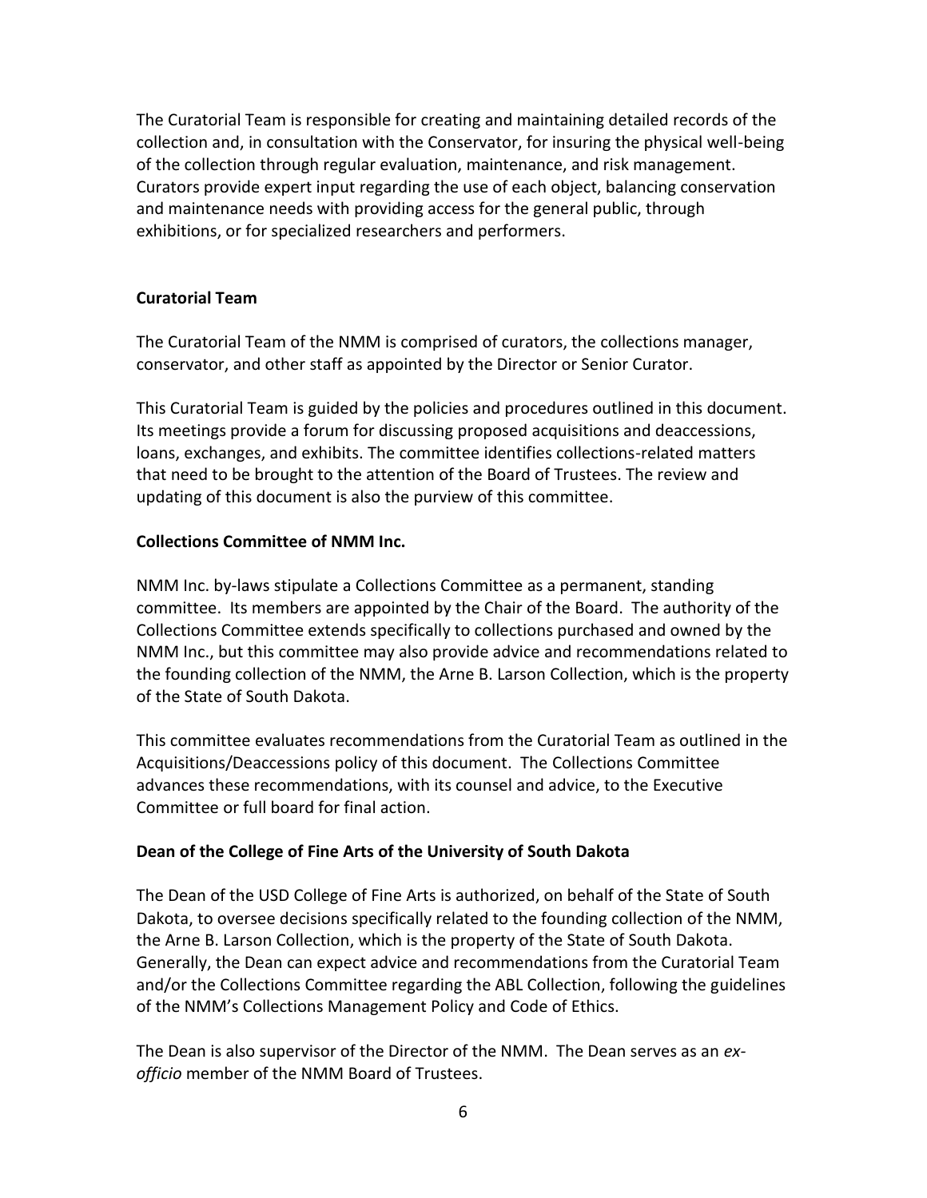The Curatorial Team is responsible for creating and maintaining detailed records of the collection and, in consultation with the Conservator, for insuring the physical well-being of the collection through regular evaluation, maintenance, and risk management. Curators provide expert input regarding the use of each object, balancing conservation and maintenance needs with providing access for the general public, through exhibitions, or for specialized researchers and performers.

**Curatorial Team**

The Curatorial Team of the NMM is comprised of curators, the collections manager, conservator, and other staff as appointed by the Director or Senior Curator.

This Curatorial Team is guided by the policies and procedures outlined in this document. Its meetings provide a forum for discussing proposed acquisitions and deaccessions, loans, exchanges, and exhibits. The committee identifies collections-related matters that need to be brought to the attention of the Board of Trustees. The review and updating of this document is also the purview of this committee.

**Collections Committee of NMM Inc.**

NMM Inc. by-laws stipulate a Collections Committee as a permanent, standing committee. Its members are appointed by the Chair of the Board. The authority of the Collections Committee extends specifically to collections purchased and owned by the NMM Inc., but this committee may also provide advice and recommendations related to the founding collection of the NMM, the Arne B. Larson Collection, which is the property of the State of South Dakota.

This committee evaluates recommendations from the Curatorial Team as outlined in the Acquisitions/Deaccessions policy of this document. The Collections Committee advances these recommendations, with its counsel and advice, to the Executive Committee or full board for final action.

**Dean of the College of Fine Arts of the University of South Dakota**

The Dean of the USD College of Fine Arts is authorized, on behalf of the State of South Dakota, to oversee decisions specifically related to the founding collection of the NMM, the Arne B. Larson Collection, which is the property of the State of South Dakota. Generally, the Dean can expect advice and recommendations from the Curatorial Team and/or the Collections Committee regarding the ABL Collection, following the guidelines of the NMM's Collections Management Policy and Code of Ethics.

The Dean is also supervisor of the Director of the NMM. The Dean serves as an *ex-officio* member of the NMM Board of Trustees.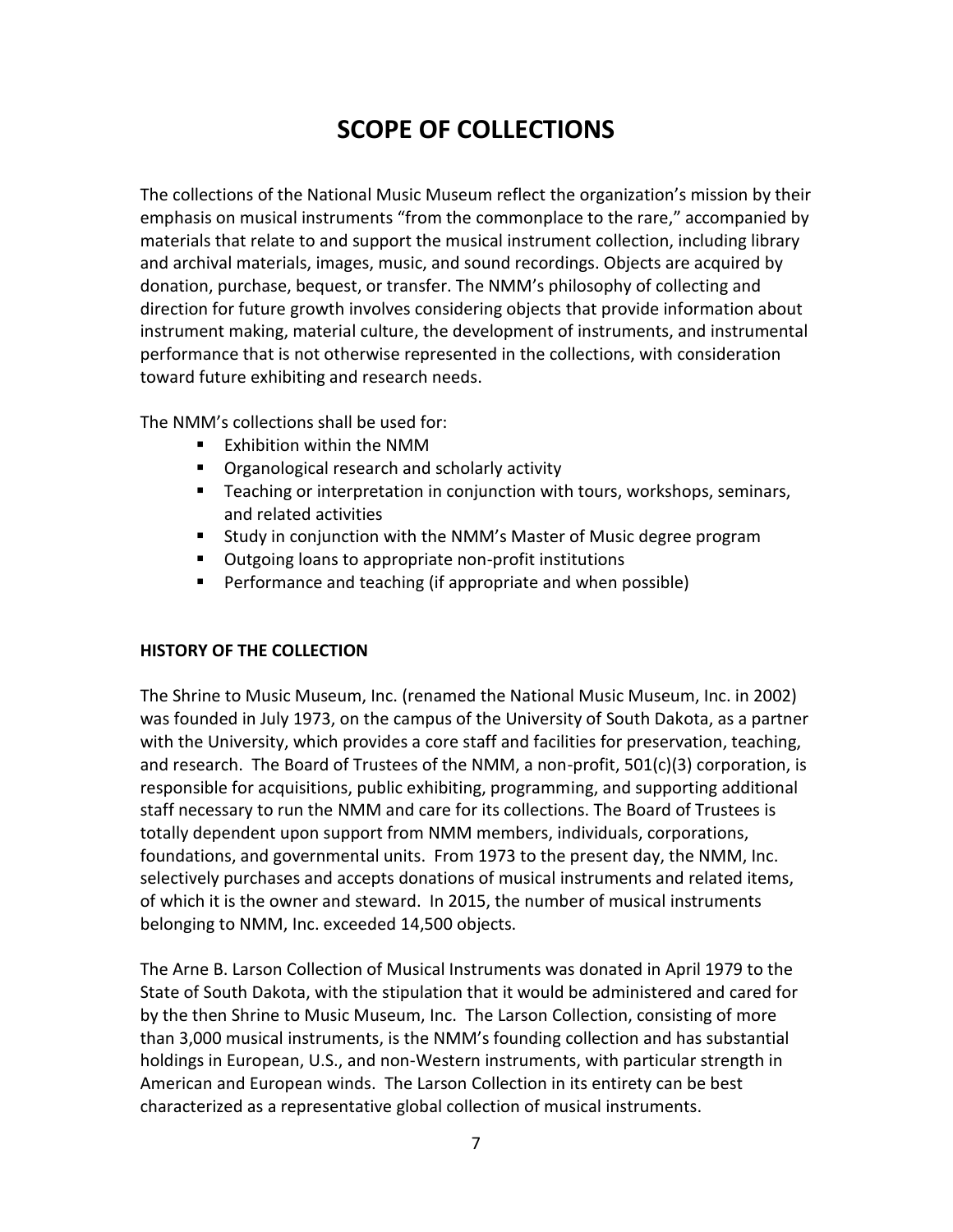# SCOPE OF COLLECTIONS

The collections of the National Music Museum reflect the organization's mission by their emphasis on musical instruments "from the commonplace to the rare," accompanied by materials that relate to and support the musical instrument collection, including library and archival materials, images, music, and sound recordings. Objects are acquired by donation, purchase, bequest, or transfer. The NMM's philosophy of collecting and direction for future growth involves considering objects that provide information about instrument making, material culture, the development of instruments, and instrumental performance that is not otherwise represented in the collections, with consideration toward future exhibiting and research needs.

The NMM's collections shall be used for:

- Exhibition within the NMM
- Organological research and scholarly activity
- Teaching or interpretation in conjunction with tours, workshops, seminars, and related activities
- Study in conjunction with the NMM's Master of Music degree program
- Outgoing loans to appropriate non-profit institutions
- Performance and teaching (if appropriate and when possible)

## HISTORY OF THE COLLECTION

The Shrine to Music Museum, Inc. (renamed the National Music Museum, Inc. in 2002) was founded in July 1973, on the campus of the University of South Dakota, as a partner with the University, which provides a core staff and facilities for preservation, teaching, and research. The Board of Trustees of the NMM, a non-profit, 501(c)(3) corporation, is responsible for acquisitions, public exhibiting, programming, and supporting additional staff necessary to run the NMM and care for its collections. The Board of Trustees is totally dependent upon support from NMM members, individuals, corporations, foundations, and governmental units. From 1973 to the present day, the NMM, Inc. selectively purchases and accepts donations of musical instruments and related items, of which it is the owner and steward. In 2015, the number of musical instruments belonging to NMM, Inc. exceeded 14,500 objects.

The Arne B. Larson Collection of Musical Instruments was donated in April 1979 to the State of South Dakota, with the stipulation that it would be administered and cared for by the then Shrine to Music Museum, Inc. The Larson Collection, consisting of more than 3,000 musical instruments, is the NMM's founding collection and has substantial holdings in European, U.S., and non-Western instruments, with particular strength in American and European winds. The Larson Collection in its entirety can be best characterized as a representative global collection of musical instruments.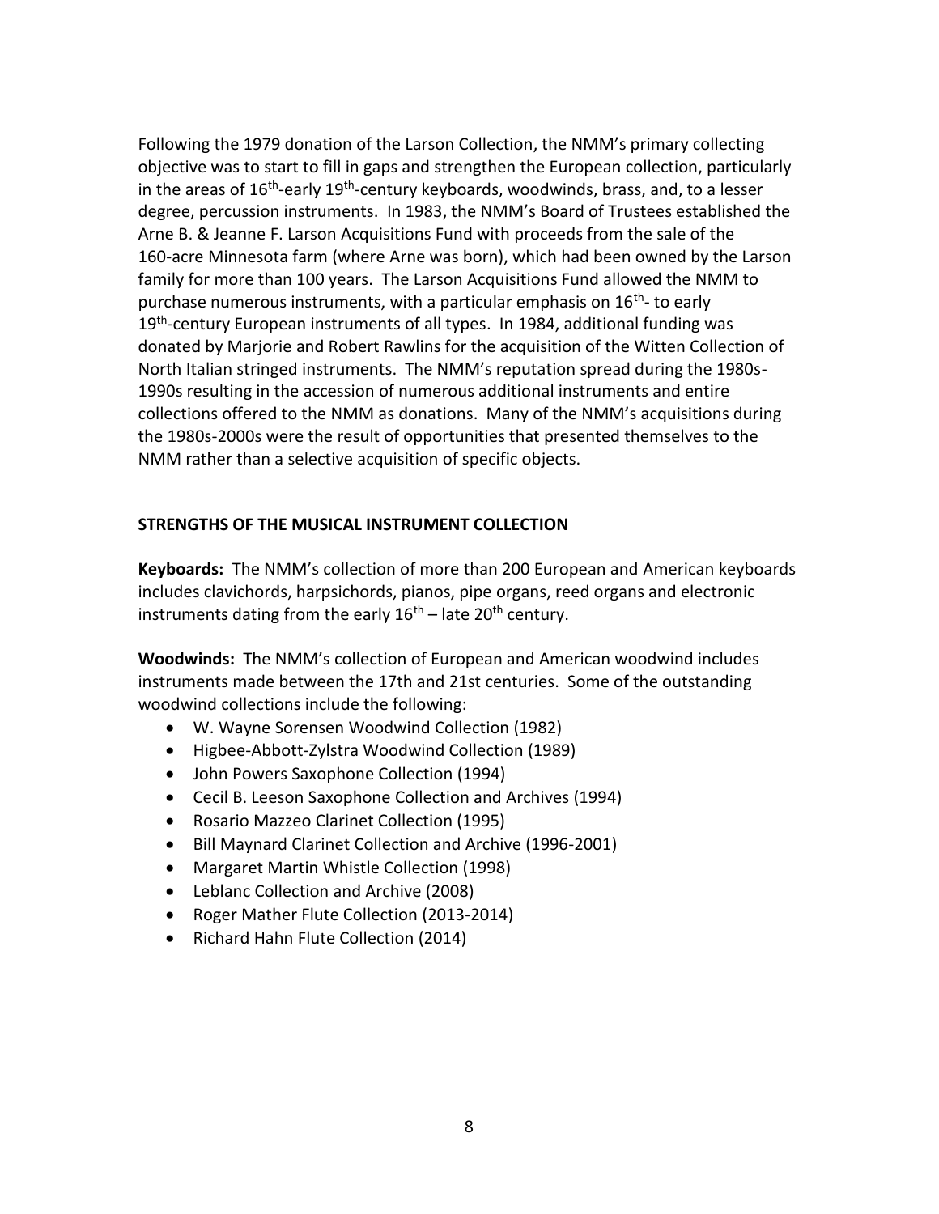Following the 1979 donation of the Larson Collection, the NMM's primary collecting objective was to start to fill in gaps and strengthen the European collection, particularly in the areas of 16th-early 19th-century keyboards, woodwinds, brass, and, to a lesser degree, percussion instruments. In 1983, the NMM's Board of Trustees established the Arne B. & Jeanne F. Larson Acquisitions Fund with proceeds from the sale of the 160-acre Minnesota farm (where Arne was born), which had been owned by the Larson family for more than 100 years. The Larson Acquisitions Fund allowed the NMM to purchase numerous instruments, with a particular emphasis on 16th- to early 19th-century European instruments of all types. In 1984, additional funding was donated by Marjorie and Robert Rawlins for the acquisition of the Witten Collection of North Italian stringed instruments. The NMM's reputation spread during the 1980s-1990s resulting in the accession of numerous additional instruments and entire collections offered to the NMM as donations. Many of the NMM's acquisitions during the 1980s-2000s were the result of opportunities that presented themselves to the NMM rather than a selective acquisition of specific objects.

## STRENGTHS OF THE MUSICAL INSTRUMENT COLLECTION

**Keyboards:** The NMM's collection of more than 200 European and American keyboards includes clavichords, harpsichords, pianos, pipe organs, reed organs and electronic instruments dating from the early 16th – late 20th century.

**Woodwinds:** The NMM's collection of European and American woodwind includes instruments made between the 17th and 21st centuries. Some of the outstanding woodwind collections include the following:

- W. Wayne Sorensen Woodwind Collection (1982)
- Higbee-Abbott-Zylstra Woodwind Collection (1989)
- John Powers Saxophone Collection (1994)
- Cecil B. Leeson Saxophone Collection and Archives (1994)
- Rosario Mazzeo Clarinet Collection (1995)
- Bill Maynard Clarinet Collection and Archive (1996-2001)
- Margaret Martin Whistle Collection (1998)
- Leblanc Collection and Archive (2008)
- Roger Mather Flute Collection (2013-2014)
- Richard Hahn Flute Collection (2014)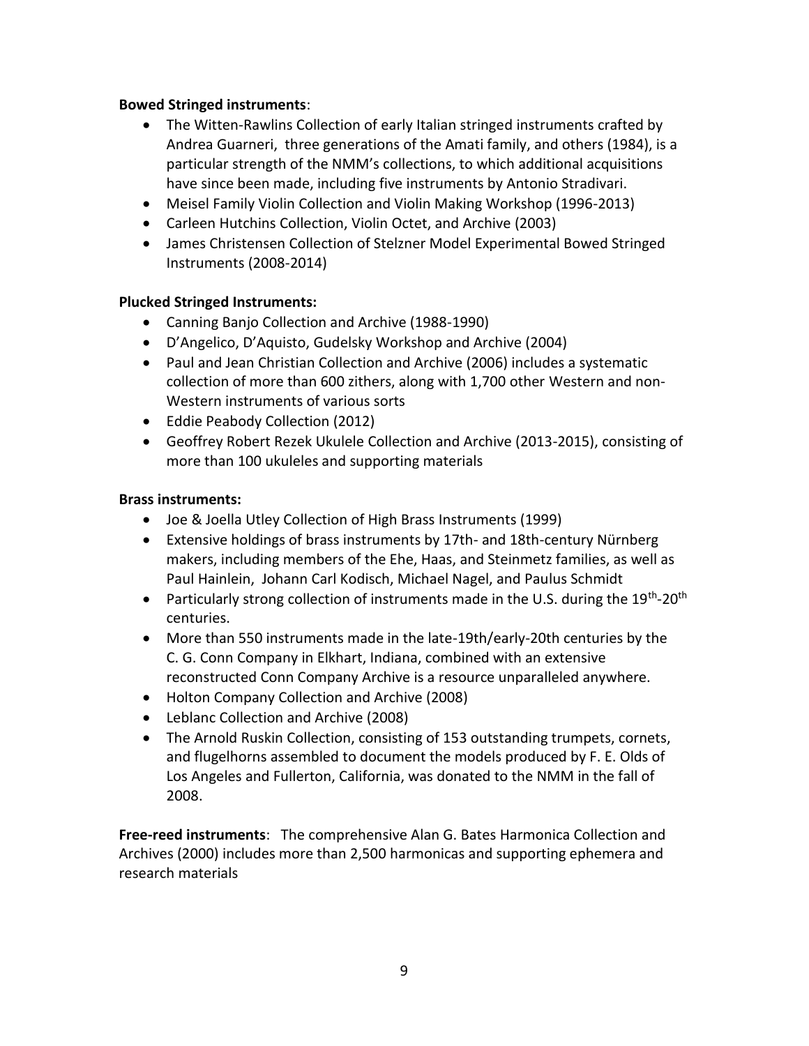**Bowed Stringed instruments**:

- The Witten-Rawlins Collection of early Italian stringed instruments crafted by Andrea Guarneri, three generations of the Amati family, and others (1984), is a particular strength of the NMM's collections, to which additional acquisitions have since been made, including five instruments by Antonio Stradivari.
- Meisel Family Violin Collection and Violin Making Workshop (1996-2013)
- Carleen Hutchins Collection, Violin Octet, and Archive (2003)
- James Christensen Collection of Stelzner Model Experimental Bowed Stringed Instruments (2008-2014)

**Plucked Stringed Instruments:**

- Canning Banjo Collection and Archive (1988-1990)
- D'Angelico, D'Aquisto, Gudelsky Workshop and Archive (2004)
- Paul and Jean Christian Collection and Archive (2006) includes a systematic collection of more than 600 zithers, along with 1,700 other Western and non-Western instruments of various sorts
- Eddie Peabody Collection (2012)
- Geoffrey Robert Rezek Ukulele Collection and Archive (2013-2015), consisting of more than 100 ukuleles and supporting materials

**Brass instruments:**

- Joe & Joella Utley Collection of High Brass Instruments (1999)
- Extensive holdings of brass instruments by 17th- and 18th-century Nürnberg makers, including members of the Ehe, Haas, and Steinmetz families, as well as Paul Hainlein, Johann Carl Kodisch, Michael Nagel, and Paulus Schmidt
- Particularly strong collection of instruments made in the U.S. during the 19th-20th centuries.
- More than 550 instruments made in the late-19th/early-20th centuries by the C. G. Conn Company in Elkhart, Indiana, combined with an extensive reconstructed Conn Company Archive is a resource unparalleled anywhere.
- Holton Company Collection and Archive (2008)
- Leblanc Collection and Archive (2008)
- The Arnold Ruskin Collection, consisting of 153 outstanding trumpets, cornets, and flugelhorns assembled to document the models produced by F. E. Olds of Los Angeles and Fullerton, California, was donated to the NMM in the fall of 2008.

**Free-reed instruments**: The comprehensive Alan G. Bates Harmonica Collection and Archives (2000) includes more than 2,500 harmonicas and supporting ephemera and research materials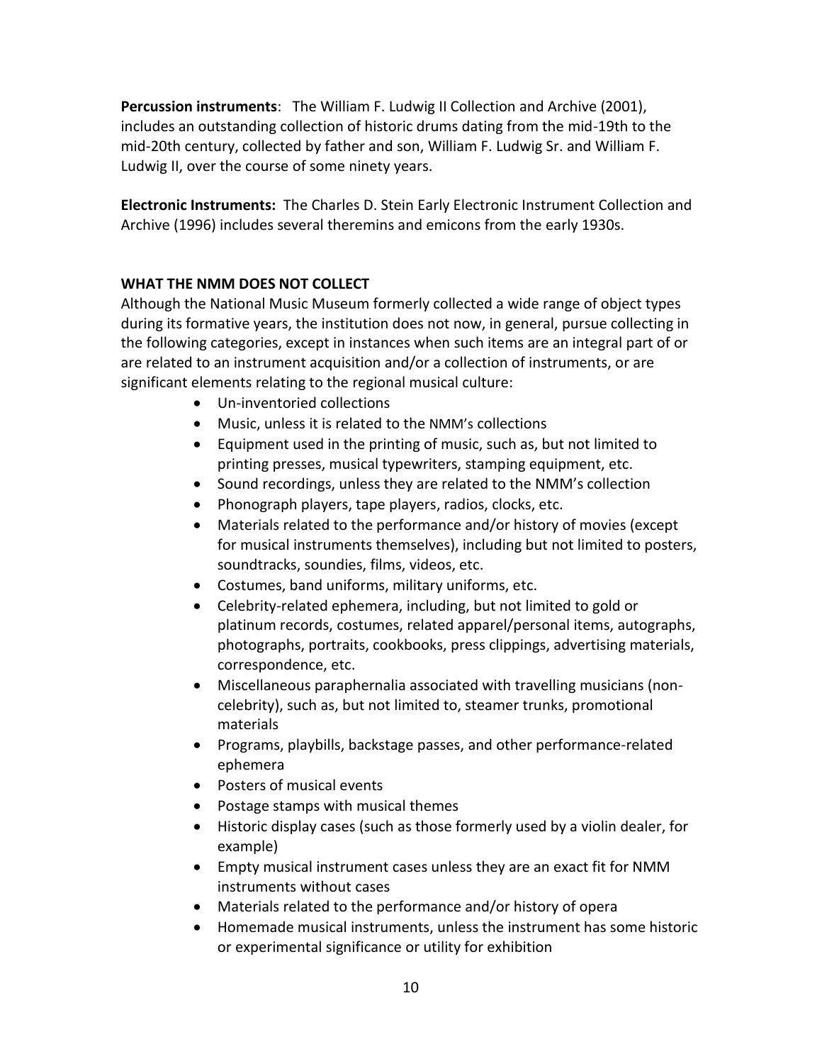**Percussion instruments**: The William F. Ludwig II Collection and Archive (2001), includes an outstanding collection of historic drums dating from the mid-19th to the mid-20th century, collected by father and son, William F. Ludwig Sr. and William F. Ludwig II, over the course of some ninety years.

**Electronic Instruments:** The Charles D. Stein Early Electronic Instrument Collection and Archive (1996) includes several theremins and emicons from the early 1930s.

## WHAT THE NMM DOES NOT COLLECT

Although the National Music Museum formerly collected a wide range of object types during its formative years, the institution does not now, in general, pursue collecting in the following categories, except in instances when such items are an integral part of or are related to an instrument acquisition and/or a collection of instruments, or are significant elements relating to the regional musical culture:

- Un-inventoried collections
- Music, unless it is related to the NMM's collections
- Equipment used in the printing of music, such as, but not limited to printing presses, musical typewriters, stamping equipment, etc.
- Sound recordings, unless they are related to the NMM's collection
- Phonograph players, tape players, radios, clocks, etc.
- Materials related to the performance and/or history of movies (except for musical instruments themselves), including but not limited to posters, soundtracks, soundies, films, videos, etc.
- Costumes, band uniforms, military uniforms, etc.
- Celebrity-related ephemera, including, but not limited to gold or platinum records, costumes, related apparel/personal items, autographs, photographs, portraits, cookbooks, press clippings, advertising materials, correspondence, etc.
- Miscellaneous paraphernalia associated with travelling musicians (non-celebrity), such as, but not limited to, steamer trunks, promotional materials
- Programs, playbills, backstage passes, and other performance-related ephemera
- Posters of musical events
- Postage stamps with musical themes
- Historic display cases (such as those formerly used by a violin dealer, for example)
- Empty musical instrument cases unless they are an exact fit for NMM instruments without cases
- Materials related to the performance and/or history of opera
- Homemade musical instruments, unless the instrument has some historic or experimental significance or utility for exhibition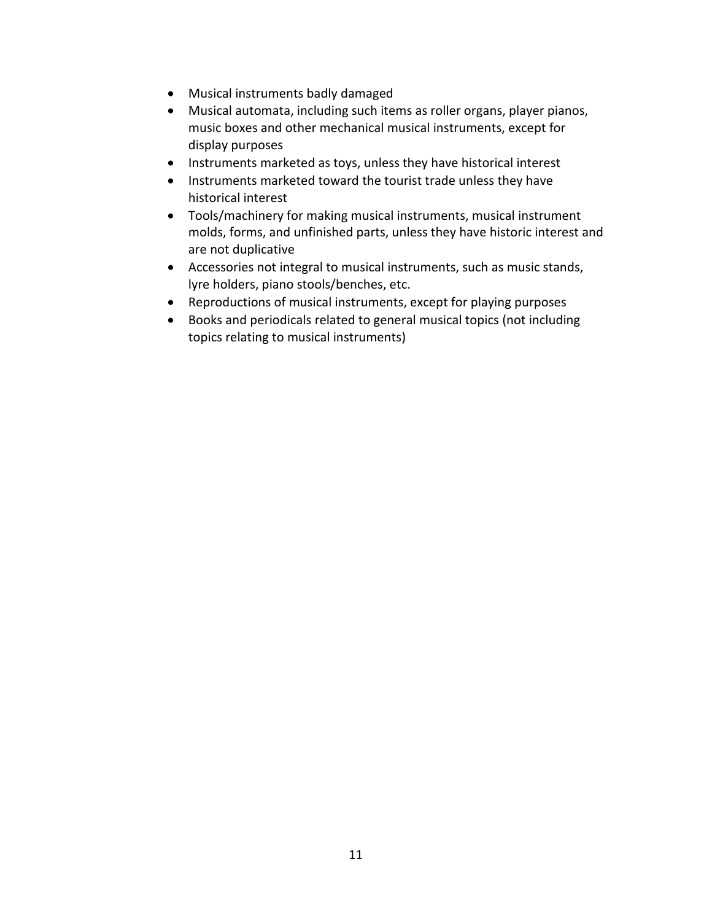- Musical instruments badly damaged
- Musical automata, including such items as roller organs, player pianos, music boxes and other mechanical musical instruments, except for display purposes
- Instruments marketed as toys, unless they have historical interest
- Instruments marketed toward the tourist trade unless they have historical interest
- Tools/machinery for making musical instruments, musical instrument molds, forms, and unfinished parts, unless they have historic interest and are not duplicative
- Accessories not integral to musical instruments, such as music stands, lyre holders, piano stools/benches, etc.
- Reproductions of musical instruments, except for playing purposes
- Books and periodicals related to general musical topics (not including topics relating to musical instruments)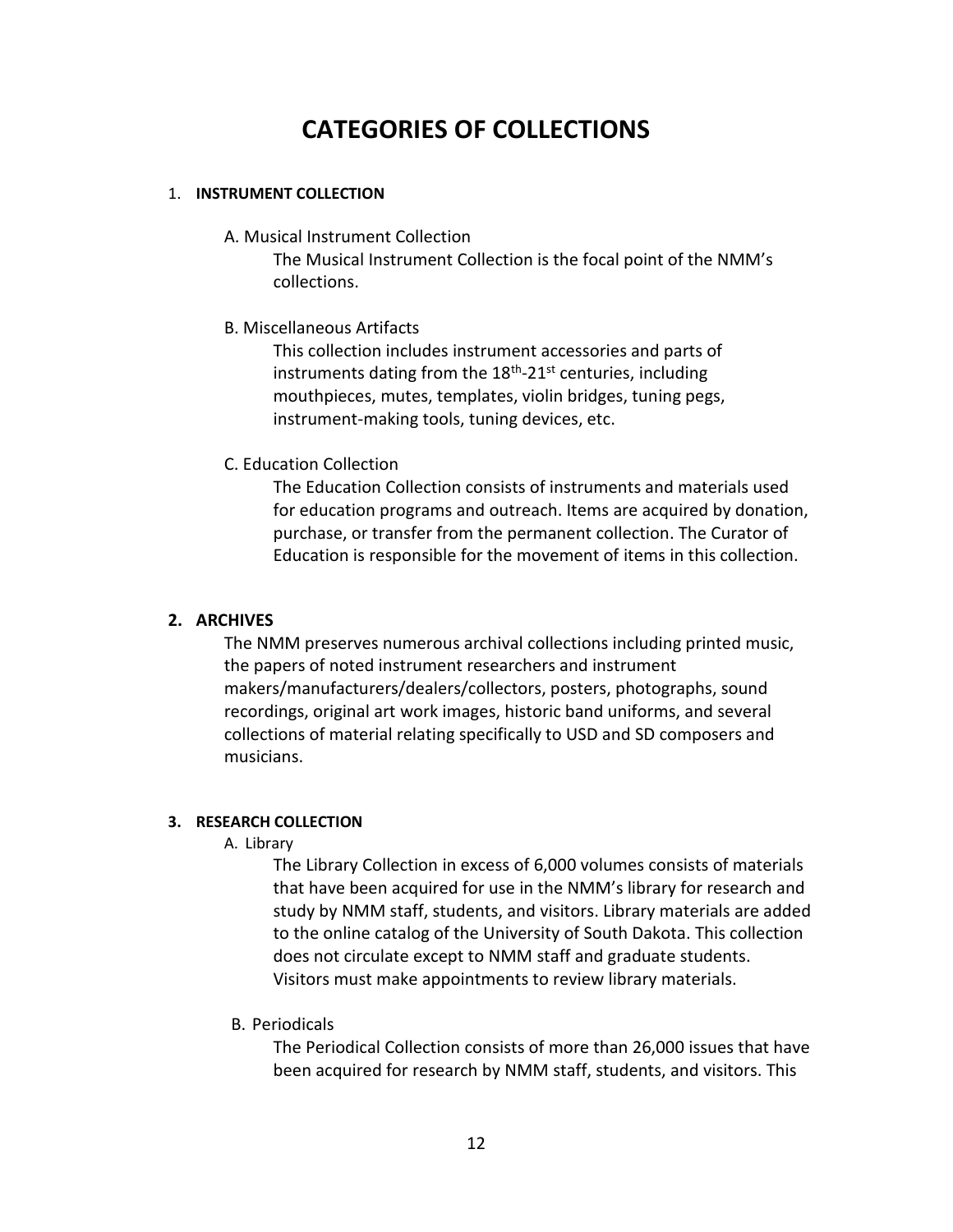# CATEGORIES OF COLLECTIONS

1. **INSTRUMENT COLLECTION**

   A. Musical Instrument Collection

   The Musical Instrument Collection is the focal point of the NMM's collections.

   B. Miscellaneous Artifacts

   This collection includes instrument accessories and parts of instruments dating from the 18th-21st centuries, including mouthpieces, mutes, templates, violin bridges, tuning pegs, instrument-making tools, tuning devices, etc.

   C. Education Collection

   The Education Collection consists of instruments and materials used for education programs and outreach. Items are acquired by donation, purchase, or transfer from the permanent collection. The Curator of Education is responsible for the movement of items in this collection.

2. **ARCHIVES**

   The NMM preserves numerous archival collections including printed music, the papers of noted instrument researchers and instrument makers/manufacturers/dealers/collectors, posters, photographs, sound recordings, original art work images, historic band uniforms, and several collections of material relating specifically to USD and SD composers and musicians.

3. **RESEARCH COLLECTION**

   A. Library

   The Library Collection in excess of 6,000 volumes consists of materials that have been acquired for use in the NMM's library for research and study by NMM staff, students, and visitors. Library materials are added to the online catalog of the University of South Dakota. This collection does not circulate except to NMM staff and graduate students. Visitors must make appointments to review library materials.

   B. Periodicals

   The Periodical Collection consists of more than 26,000 issues that have been acquired for research by NMM staff, students, and visitors. This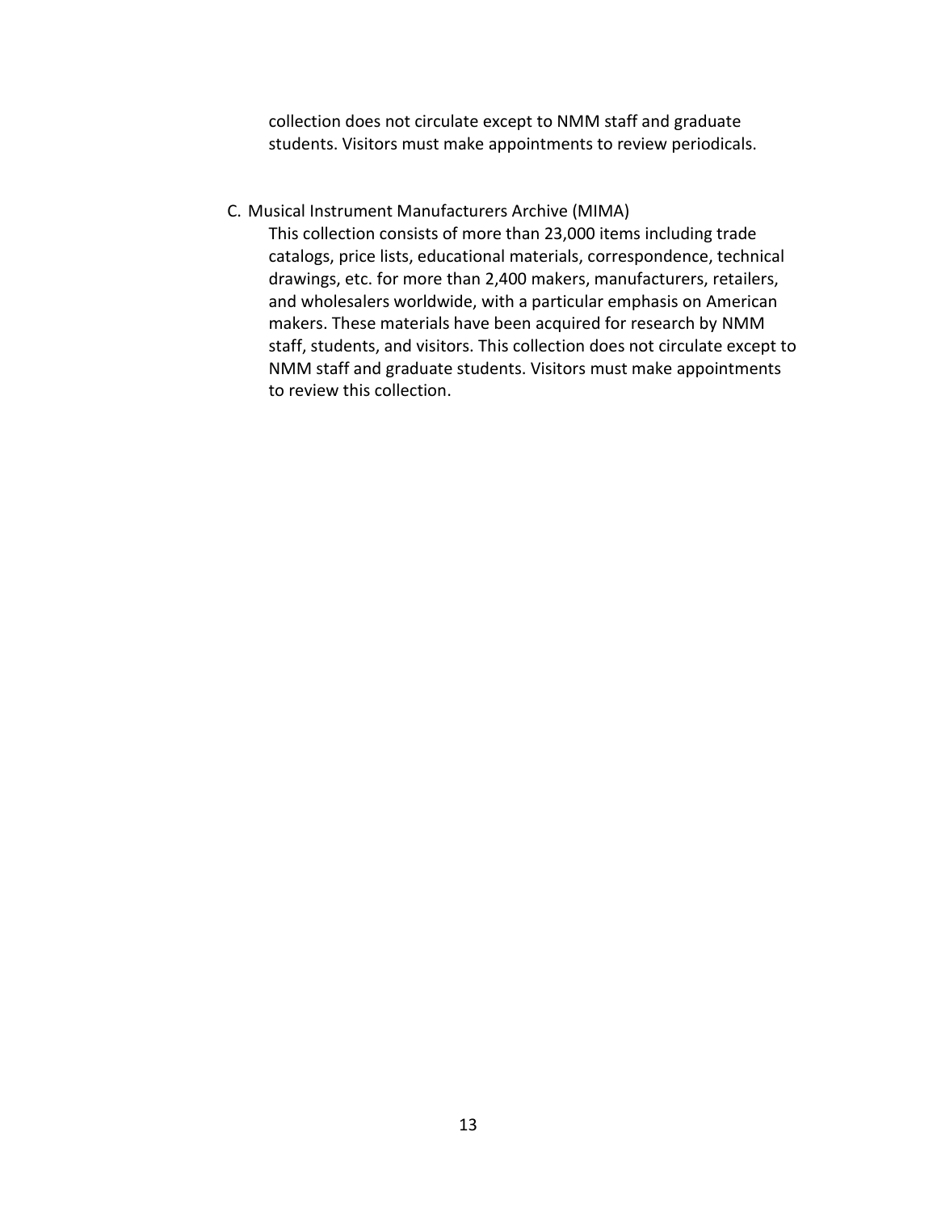collection does not circulate except to NMM staff and graduate students. Visitors must make appointments to review periodicals.

C. Musical Instrument Manufacturers Archive (MIMA)

This collection consists of more than 23,000 items including trade catalogs, price lists, educational materials, correspondence, technical drawings, etc. for more than 2,400 makers, manufacturers, retailers, and wholesalers worldwide, with a particular emphasis on American makers. These materials have been acquired for research by NMM staff, students, and visitors. This collection does not circulate except to NMM staff and graduate students. Visitors must make appointments to review this collection.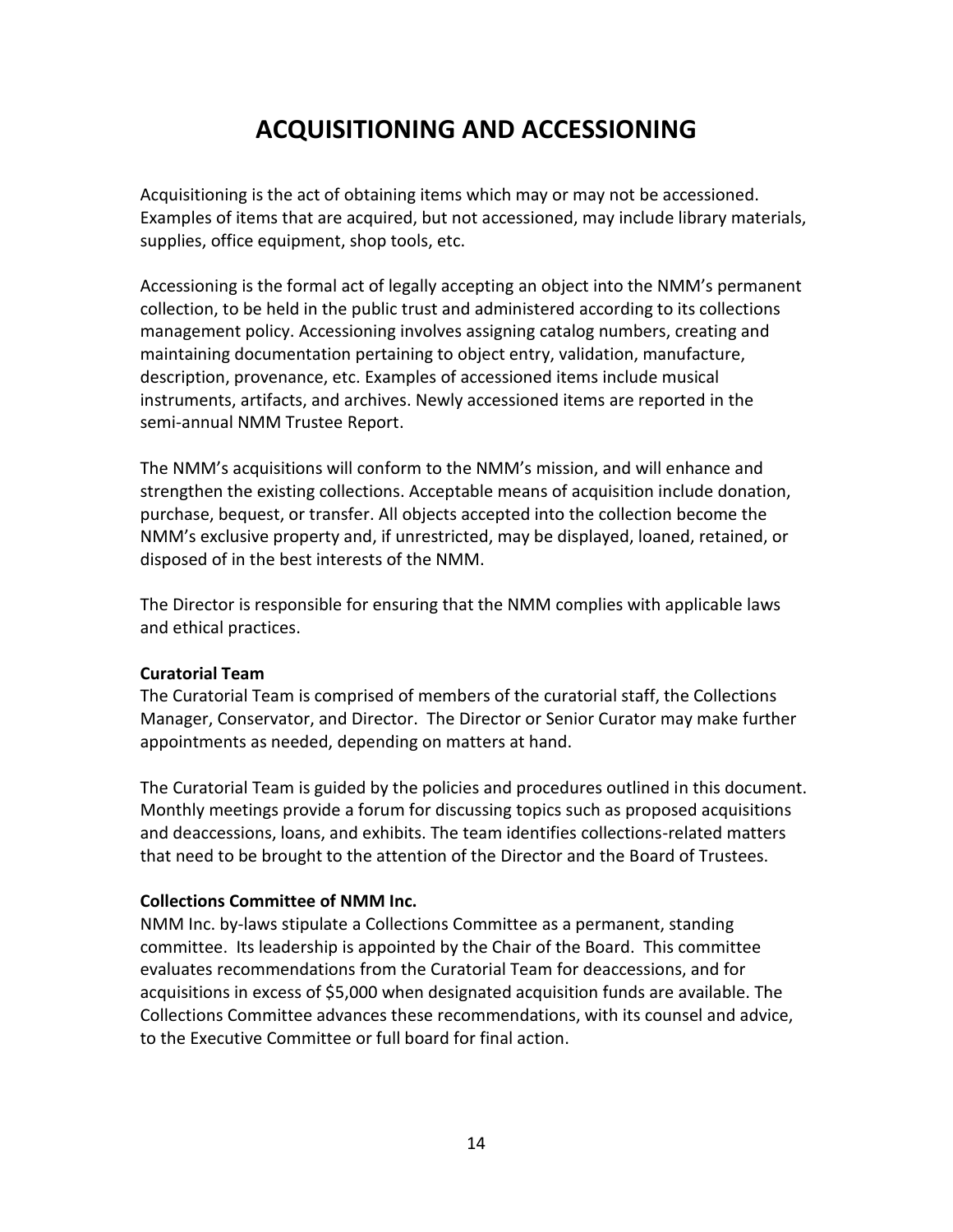# ACQUISITIONING AND ACCESSIONING

Acquisitioning is the act of obtaining items which may or may not be accessioned. Examples of items that are acquired, but not accessioned, may include library materials, supplies, office equipment, shop tools, etc.

Accessioning is the formal act of legally accepting an object into the NMM's permanent collection, to be held in the public trust and administered according to its collections management policy. Accessioning involves assigning catalog numbers, creating and maintaining documentation pertaining to object entry, validation, manufacture, description, provenance, etc. Examples of accessioned items include musical instruments, artifacts, and archives. Newly accessioned items are reported in the semi-annual NMM Trustee Report.

The NMM's acquisitions will conform to the NMM's mission, and will enhance and strengthen the existing collections. Acceptable means of acquisition include donation, purchase, bequest, or transfer. All objects accepted into the collection become the NMM's exclusive property and, if unrestricted, may be displayed, loaned, retained, or disposed of in the best interests of the NMM.

The Director is responsible for ensuring that the NMM complies with applicable laws and ethical practices.

**Curatorial Team**

The Curatorial Team is comprised of members of the curatorial staff, the Collections Manager, Conservator, and Director. The Director or Senior Curator may make further appointments as needed, depending on matters at hand.

The Curatorial Team is guided by the policies and procedures outlined in this document. Monthly meetings provide a forum for discussing topics such as proposed acquisitions and deaccessions, loans, and exhibits. The team identifies collections-related matters that need to be brought to the attention of the Director and the Board of Trustees.

**Collections Committee of NMM Inc.**

NMM Inc. by-laws stipulate a Collections Committee as a permanent, standing committee. Its leadership is appointed by the Chair of the Board. This committee evaluates recommendations from the Curatorial Team for deaccessions, and for acquisitions in excess of $5,000 when designated acquisition funds are available. The Collections Committee advances these recommendations, with its counsel and advice, to the Executive Committee or full board for final action.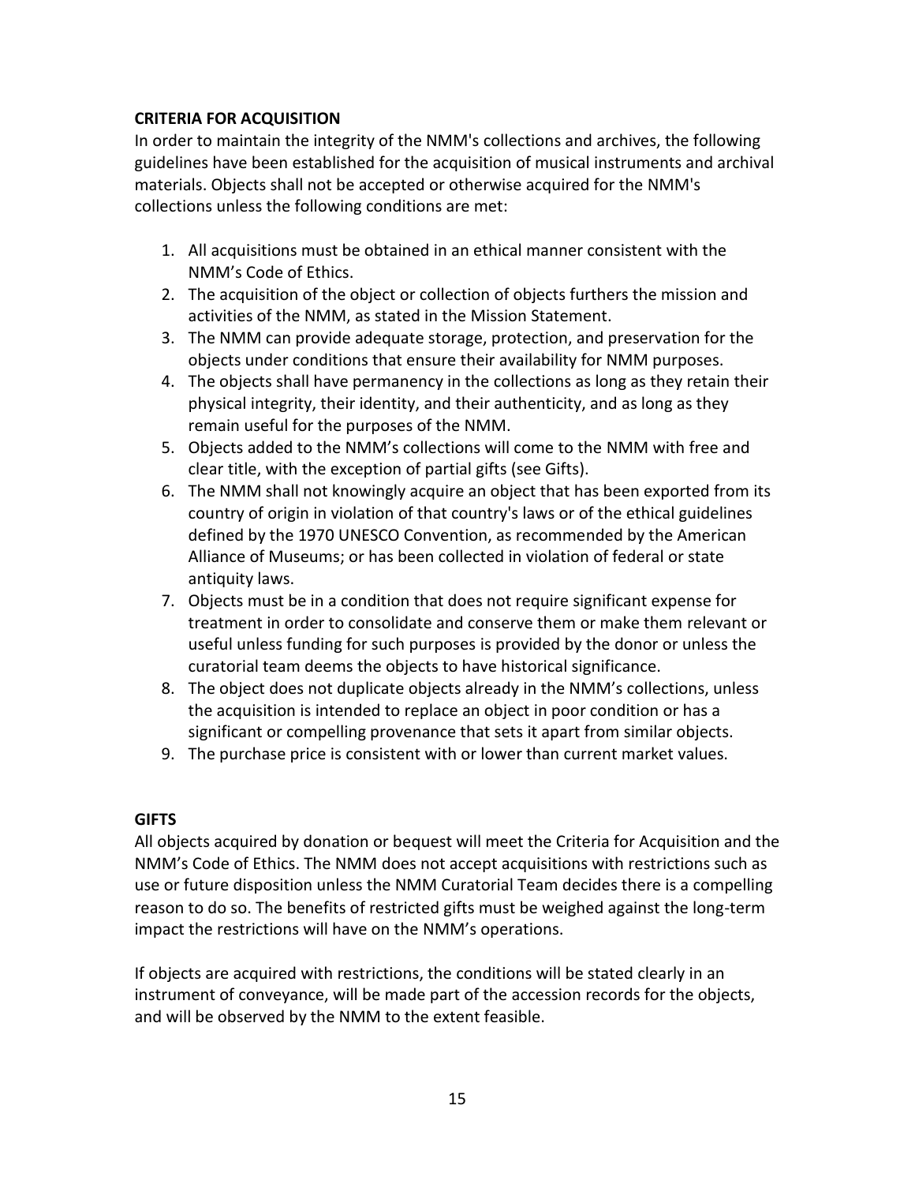## CRITERIA FOR ACQUISITION

In order to maintain the integrity of the NMM's collections and archives, the following guidelines have been established for the acquisition of musical instruments and archival materials. Objects shall not be accepted or otherwise acquired for the NMM's collections unless the following conditions are met:

1. All acquisitions must be obtained in an ethical manner consistent with the NMM's Code of Ethics.
2. The acquisition of the object or collection of objects furthers the mission and activities of the NMM, as stated in the Mission Statement.
3. The NMM can provide adequate storage, protection, and preservation for the objects under conditions that ensure their availability for NMM purposes.
4. The objects shall have permanency in the collections as long as they retain their physical integrity, their identity, and their authenticity, and as long as they remain useful for the purposes of the NMM.
5. Objects added to the NMM's collections will come to the NMM with free and clear title, with the exception of partial gifts (see Gifts).
6. The NMM shall not knowingly acquire an object that has been exported from its country of origin in violation of that country's laws or of the ethical guidelines defined by the 1970 UNESCO Convention, as recommended by the American Alliance of Museums; or has been collected in violation of federal or state antiquity laws.
7. Objects must be in a condition that does not require significant expense for treatment in order to consolidate and conserve them or make them relevant or useful unless funding for such purposes is provided by the donor or unless the curatorial team deems the objects to have historical significance.
8. The object does not duplicate objects already in the NMM's collections, unless the acquisition is intended to replace an object in poor condition or has a significant or compelling provenance that sets it apart from similar objects.
9. The purchase price is consistent with or lower than current market values.

## GIFTS

All objects acquired by donation or bequest will meet the Criteria for Acquisition and the NMM's Code of Ethics. The NMM does not accept acquisitions with restrictions such as use or future disposition unless the NMM Curatorial Team decides there is a compelling reason to do so. The benefits of restricted gifts must be weighed against the long-term impact the restrictions will have on the NMM's operations.

If objects are acquired with restrictions, the conditions will be stated clearly in an instrument of conveyance, will be made part of the accession records for the objects, and will be observed by the NMM to the extent feasible.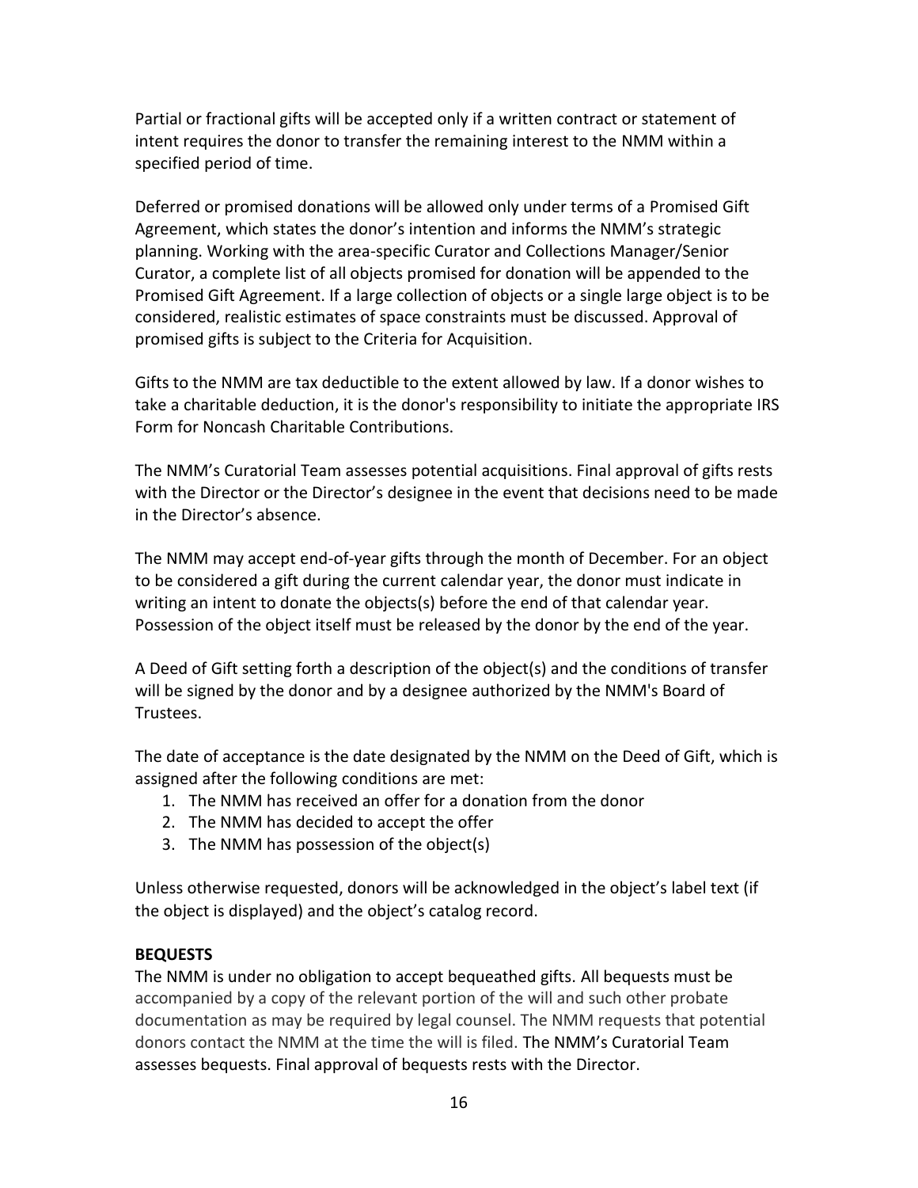Partial or fractional gifts will be accepted only if a written contract or statement of intent requires the donor to transfer the remaining interest to the NMM within a specified period of time.

Deferred or promised donations will be allowed only under terms of a Promised Gift Agreement, which states the donor's intention and informs the NMM's strategic planning. Working with the area-specific Curator and Collections Manager/Senior Curator, a complete list of all objects promised for donation will be appended to the Promised Gift Agreement. If a large collection of objects or a single large object is to be considered, realistic estimates of space constraints must be discussed. Approval of promised gifts is subject to the Criteria for Acquisition.

Gifts to the NMM are tax deductible to the extent allowed by law. If a donor wishes to take a charitable deduction, it is the donor's responsibility to initiate the appropriate IRS Form for Noncash Charitable Contributions.

The NMM's Curatorial Team assesses potential acquisitions. Final approval of gifts rests with the Director or the Director's designee in the event that decisions need to be made in the Director's absence.

The NMM may accept end-of-year gifts through the month of December. For an object to be considered a gift during the current calendar year, the donor must indicate in writing an intent to donate the objects(s) before the end of that calendar year. Possession of the object itself must be released by the donor by the end of the year.

A Deed of Gift setting forth a description of the object(s) and the conditions of transfer will be signed by the donor and by a designee authorized by the NMM's Board of Trustees.

The date of acceptance is the date designated by the NMM on the Deed of Gift, which is assigned after the following conditions are met:

1. The NMM has received an offer for a donation from the donor
2. The NMM has decided to accept the offer
3. The NMM has possession of the object(s)

Unless otherwise requested, donors will be acknowledged in the object's label text (if the object is displayed) and the object's catalog record.

**BEQUESTS**

The NMM is under no obligation to accept bequeathed gifts. All bequests must be accompanied by a copy of the relevant portion of the will and such other probate documentation as may be required by legal counsel. The NMM requests that potential donors contact the NMM at the time the will is filed. The NMM's Curatorial Team assesses bequests. Final approval of bequests rests with the Director.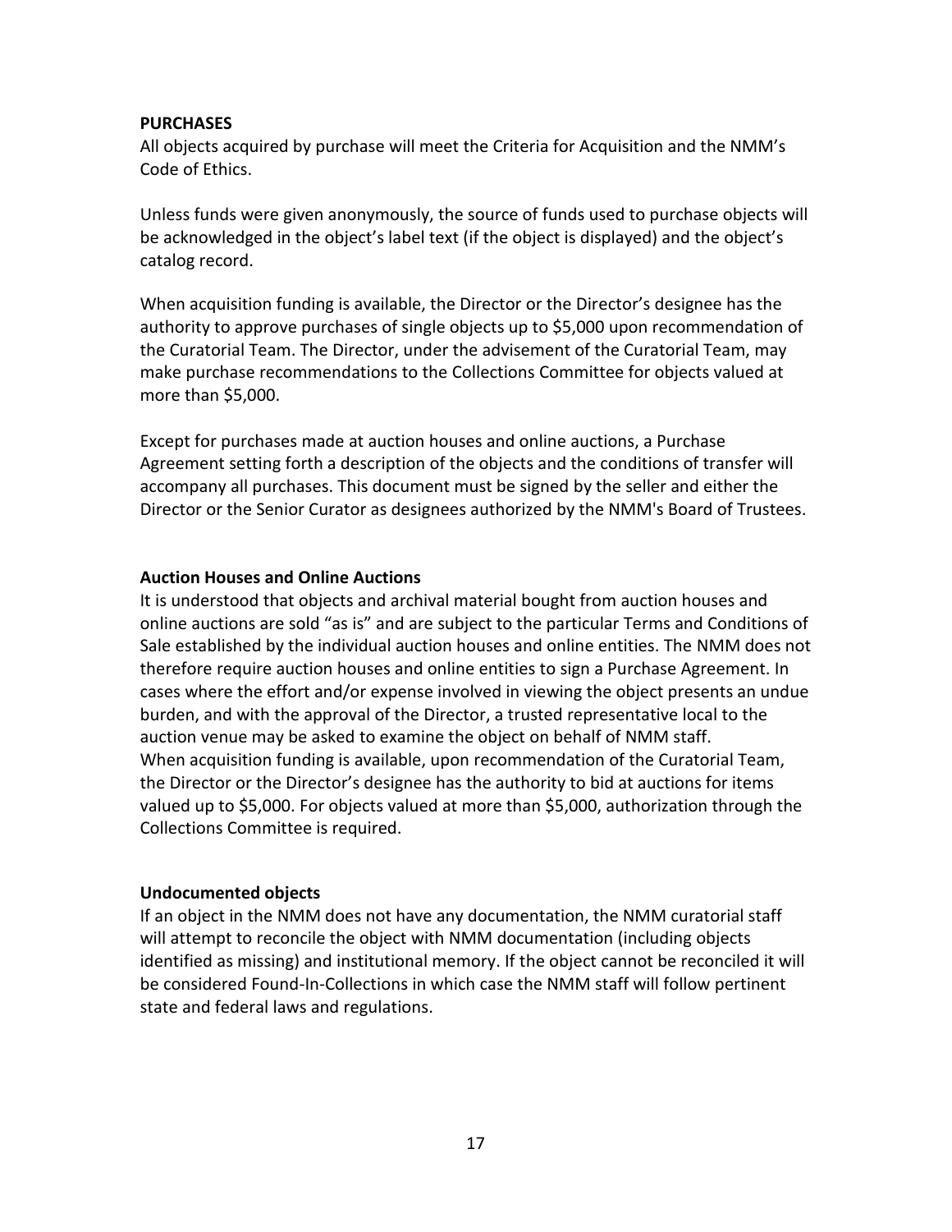## PURCHASES

All objects acquired by purchase will meet the Criteria for Acquisition and the NMM's Code of Ethics.

Unless funds were given anonymously, the source of funds used to purchase objects will be acknowledged in the object's label text (if the object is displayed) and the object's catalog record.

When acquisition funding is available, the Director or the Director's designee has the authority to approve purchases of single objects up to $5,000 upon recommendation of the Curatorial Team. The Director, under the advisement of the Curatorial Team, may make purchase recommendations to the Collections Committee for objects valued at more than $5,000.

Except for purchases made at auction houses and online auctions, a Purchase Agreement setting forth a description of the objects and the conditions of transfer will accompany all purchases. This document must be signed by the seller and either the Director or the Senior Curator as designees authorized by the NMM's Board of Trustees.

### Auction Houses and Online Auctions

It is understood that objects and archival material bought from auction houses and online auctions are sold "as is" and are subject to the particular Terms and Conditions of Sale established by the individual auction houses and online entities. The NMM does not therefore require auction houses and online entities to sign a Purchase Agreement. In cases where the effort and/or expense involved in viewing the object presents an undue burden, and with the approval of the Director, a trusted representative local to the auction venue may be asked to examine the object on behalf of NMM staff.
When acquisition funding is available, upon recommendation of the Curatorial Team, the Director or the Director's designee has the authority to bid at auctions for items valued up to $5,000. For objects valued at more than $5,000, authorization through the Collections Committee is required.

### Undocumented objects

If an object in the NMM does not have any documentation, the NMM curatorial staff will attempt to reconcile the object with NMM documentation (including objects identified as missing) and institutional memory. If the object cannot be reconciled it will be considered Found-In-Collections in which case the NMM staff will follow pertinent state and federal laws and regulations.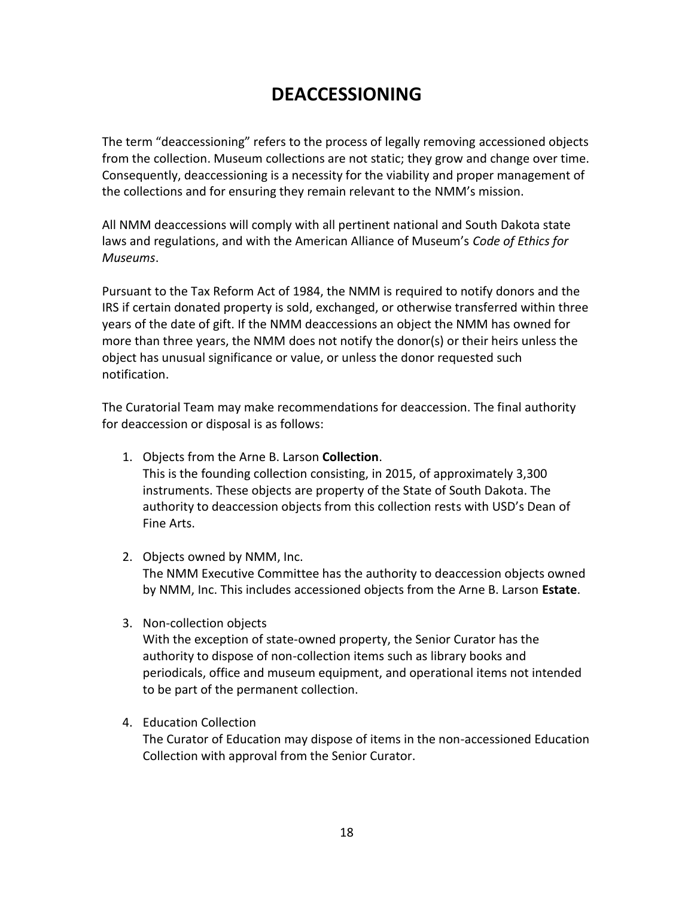# DEACCESSIONING

The term "deaccessioning" refers to the process of legally removing accessioned objects from the collection. Museum collections are not static; they grow and change over time. Consequently, deaccessioning is a necessity for the viability and proper management of the collections and for ensuring they remain relevant to the NMM's mission.

All NMM deaccessions will comply with all pertinent national and South Dakota state laws and regulations, and with the American Alliance of Museum's *Code of Ethics for Museums*.

Pursuant to the Tax Reform Act of 1984, the NMM is required to notify donors and the IRS if certain donated property is sold, exchanged, or otherwise transferred within three years of the date of gift. If the NMM deaccessions an object the NMM has owned for more than three years, the NMM does not notify the donor(s) or their heirs unless the object has unusual significance or value, or unless the donor requested such notification.

The Curatorial Team may make recommendations for deaccession. The final authority for deaccession or disposal is as follows:

1. Objects from the Arne B. Larson **Collection**.
   This is the founding collection consisting, in 2015, of approximately 3,300 instruments. These objects are property of the State of South Dakota. The authority to deaccession objects from this collection rests with USD's Dean of Fine Arts.

2. Objects owned by NMM, Inc.
   The NMM Executive Committee has the authority to deaccession objects owned by NMM, Inc. This includes accessioned objects from the Arne B. Larson **Estate**.

3. Non-collection objects
   With the exception of state-owned property, the Senior Curator has the authority to dispose of non-collection items such as library books and periodicals, office and museum equipment, and operational items not intended to be part of the permanent collection.

4. Education Collection
   The Curator of Education may dispose of items in the non-accessioned Education Collection with approval from the Senior Curator.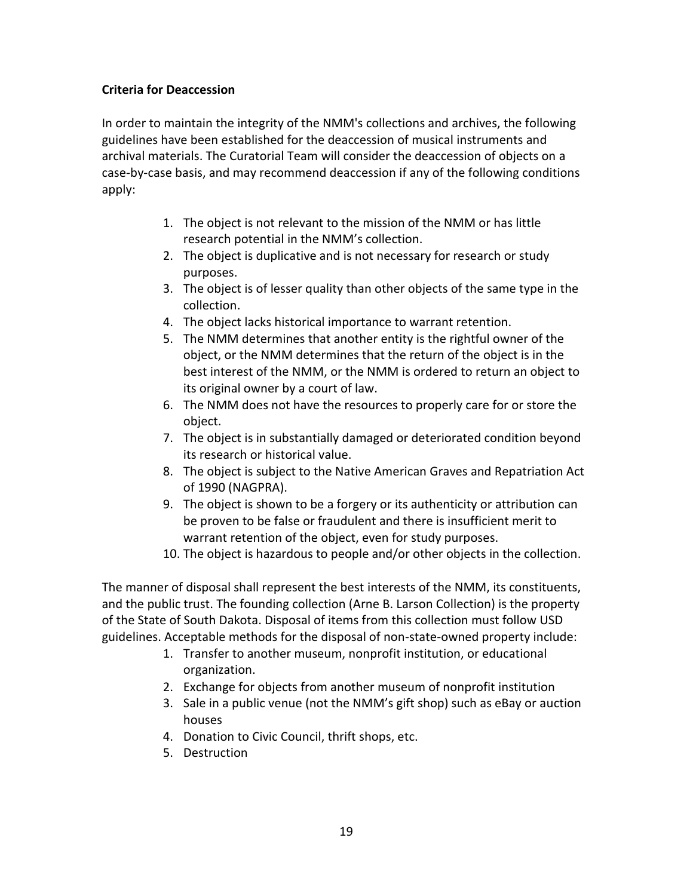**Criteria for Deaccession**

In order to maintain the integrity of the NMM's collections and archives, the following guidelines have been established for the deaccession of musical instruments and archival materials. The Curatorial Team will consider the deaccession of objects on a case-by-case basis, and may recommend deaccession if any of the following conditions apply:

1. The object is not relevant to the mission of the NMM or has little research potential in the NMM's collection.
2. The object is duplicative and is not necessary for research or study purposes.
3. The object is of lesser quality than other objects of the same type in the collection.
4. The object lacks historical importance to warrant retention.
5. The NMM determines that another entity is the rightful owner of the object, or the NMM determines that the return of the object is in the best interest of the NMM, or the NMM is ordered to return an object to its original owner by a court of law.
6. The NMM does not have the resources to properly care for or store the object.
7. The object is in substantially damaged or deteriorated condition beyond its research or historical value.
8. The object is subject to the Native American Graves and Repatriation Act of 1990 (NAGPRA).
9. The object is shown to be a forgery or its authenticity or attribution can be proven to be false or fraudulent and there is insufficient merit to warrant retention of the object, even for study purposes.
10. The object is hazardous to people and/or other objects in the collection.

The manner of disposal shall represent the best interests of the NMM, its constituents, and the public trust. The founding collection (Arne B. Larson Collection) is the property of the State of South Dakota. Disposal of items from this collection must follow USD guidelines. Acceptable methods for the disposal of non-state-owned property include:

1. Transfer to another museum, nonprofit institution, or educational organization.
2. Exchange for objects from another museum of nonprofit institution
3. Sale in a public venue (not the NMM's gift shop) such as eBay or auction houses
4. Donation to Civic Council, thrift shops, etc.
5. Destruction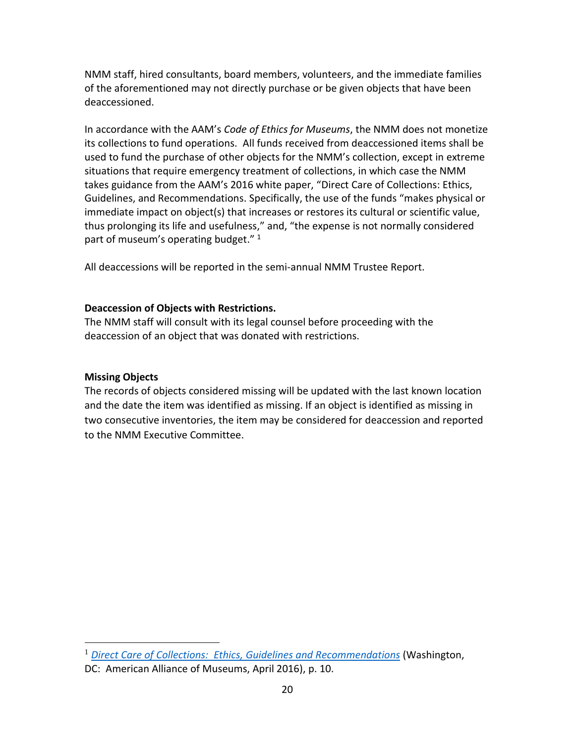NMM staff, hired consultants, board members, volunteers, and the immediate families of the aforementioned may not directly purchase or be given objects that have been deaccessioned.

In accordance with the AAM's *Code of Ethics for Museums*, the NMM does not monetize its collections to fund operations. All funds received from deaccessioned items shall be used to fund the purchase of other objects for the NMM's collection, except in extreme situations that require emergency treatment of collections, in which case the NMM takes guidance from the AAM's 2016 white paper, "Direct Care of Collections: Ethics, Guidelines, and Recommendations. Specifically, the use of the funds "makes physical or immediate impact on object(s) that increases or restores its cultural or scientific value, thus prolonging its life and usefulness," and, "the expense is not normally considered part of museum's operating budget." [1]

All deaccessions will be reported in the semi-annual NMM Trustee Report.

**Deaccession of Objects with Restrictions.**
The NMM staff will consult with its legal counsel before proceeding with the deaccession of an object that was donated with restrictions.

**Missing Objects**
The records of objects considered missing will be updated with the last known location and the date the item was identified as missing. If an object is identified as missing in two consecutive inventories, the item may be considered for deaccession and reported to the NMM Executive Committee.

---

[1] *Direct Care of Collections: Ethics, Guidelines and Recommendations* (Washington, DC: American Alliance of Museums, April 2016), p. 10.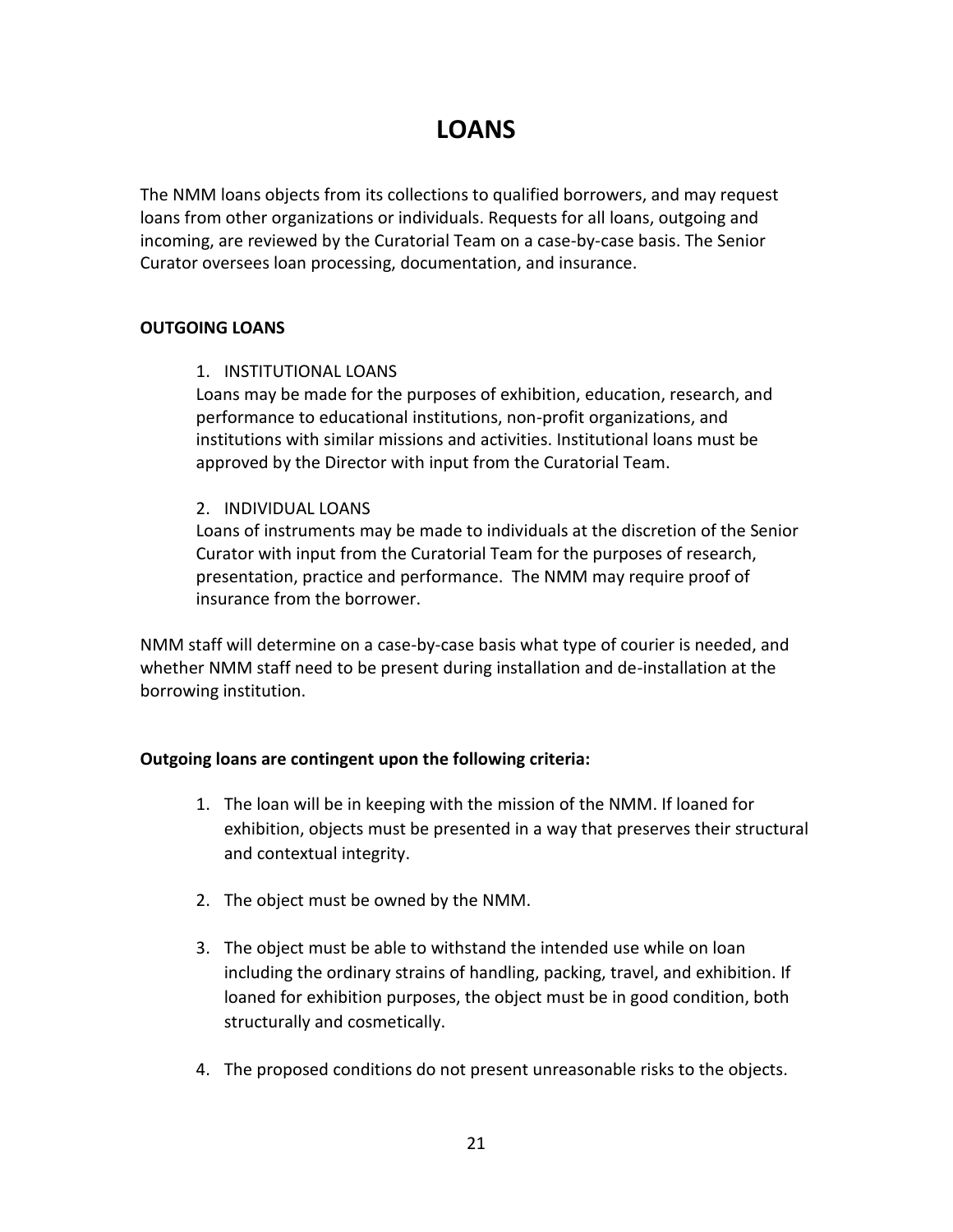# LOANS

The NMM loans objects from its collections to qualified borrowers, and may request loans from other organizations or individuals. Requests for all loans, outgoing and incoming, are reviewed by the Curatorial Team on a case-by-case basis. The Senior Curator oversees loan processing, documentation, and insurance.

**OUTGOING LOANS**

1. INSTITUTIONAL LOANS
   Loans may be made for the purposes of exhibition, education, research, and performance to educational institutions, non-profit organizations, and institutions with similar missions and activities. Institutional loans must be approved by the Director with input from the Curatorial Team.

2. INDIVIDUAL LOANS
   Loans of instruments may be made to individuals at the discretion of the Senior Curator with input from the Curatorial Team for the purposes of research, presentation, practice and performance. The NMM may require proof of insurance from the borrower.

NMM staff will determine on a case-by-case basis what type of courier is needed, and whether NMM staff need to be present during installation and de-installation at the borrowing institution.

**Outgoing loans are contingent upon the following criteria:**

1. The loan will be in keeping with the mission of the NMM. If loaned for exhibition, objects must be presented in a way that preserves their structural and contextual integrity.

2. The object must be owned by the NMM.

3. The object must be able to withstand the intended use while on loan including the ordinary strains of handling, packing, travel, and exhibition. If loaned for exhibition purposes, the object must be in good condition, both structurally and cosmetically.

4. The proposed conditions do not present unreasonable risks to the objects.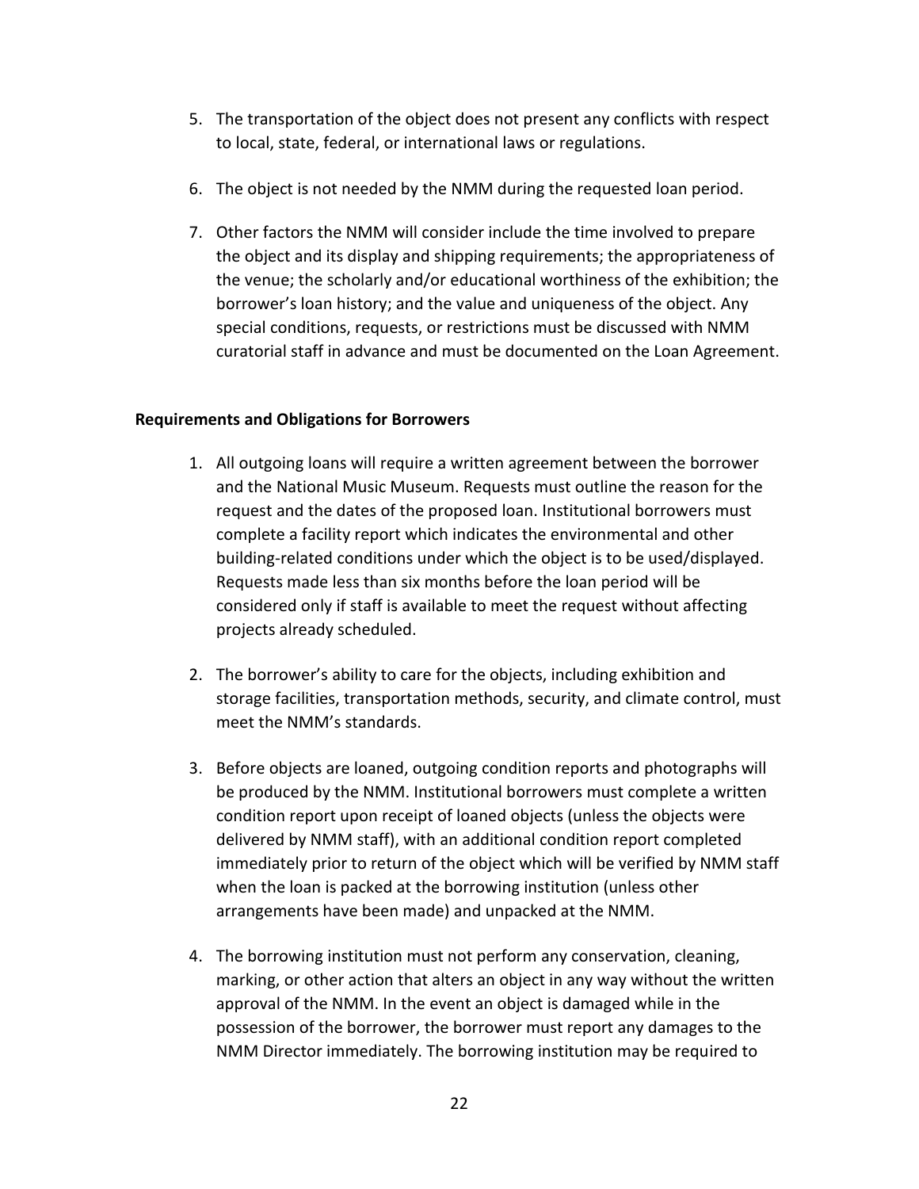5. The transportation of the object does not present any conflicts with respect to local, state, federal, or international laws or regulations.

6. The object is not needed by the NMM during the requested loan period.

7. Other factors the NMM will consider include the time involved to prepare the object and its display and shipping requirements; the appropriateness of the venue; the scholarly and/or educational worthiness of the exhibition; the borrower's loan history; and the value and uniqueness of the object. Any special conditions, requests, or restrictions must be discussed with NMM curatorial staff in advance and must be documented on the Loan Agreement.

**Requirements and Obligations for Borrowers**

1. All outgoing loans will require a written agreement between the borrower and the National Music Museum. Requests must outline the reason for the request and the dates of the proposed loan. Institutional borrowers must complete a facility report which indicates the environmental and other building-related conditions under which the object is to be used/displayed. Requests made less than six months before the loan period will be considered only if staff is available to meet the request without affecting projects already scheduled.

2. The borrower's ability to care for the objects, including exhibition and storage facilities, transportation methods, security, and climate control, must meet the NMM's standards.

3. Before objects are loaned, outgoing condition reports and photographs will be produced by the NMM. Institutional borrowers must complete a written condition report upon receipt of loaned objects (unless the objects were delivered by NMM staff), with an additional condition report completed immediately prior to return of the object which will be verified by NMM staff when the loan is packed at the borrowing institution (unless other arrangements have been made) and unpacked at the NMM.

4. The borrowing institution must not perform any conservation, cleaning, marking, or other action that alters an object in any way without the written approval of the NMM. In the event an object is damaged while in the possession of the borrower, the borrower must report any damages to the NMM Director immediately. The borrowing institution may be required to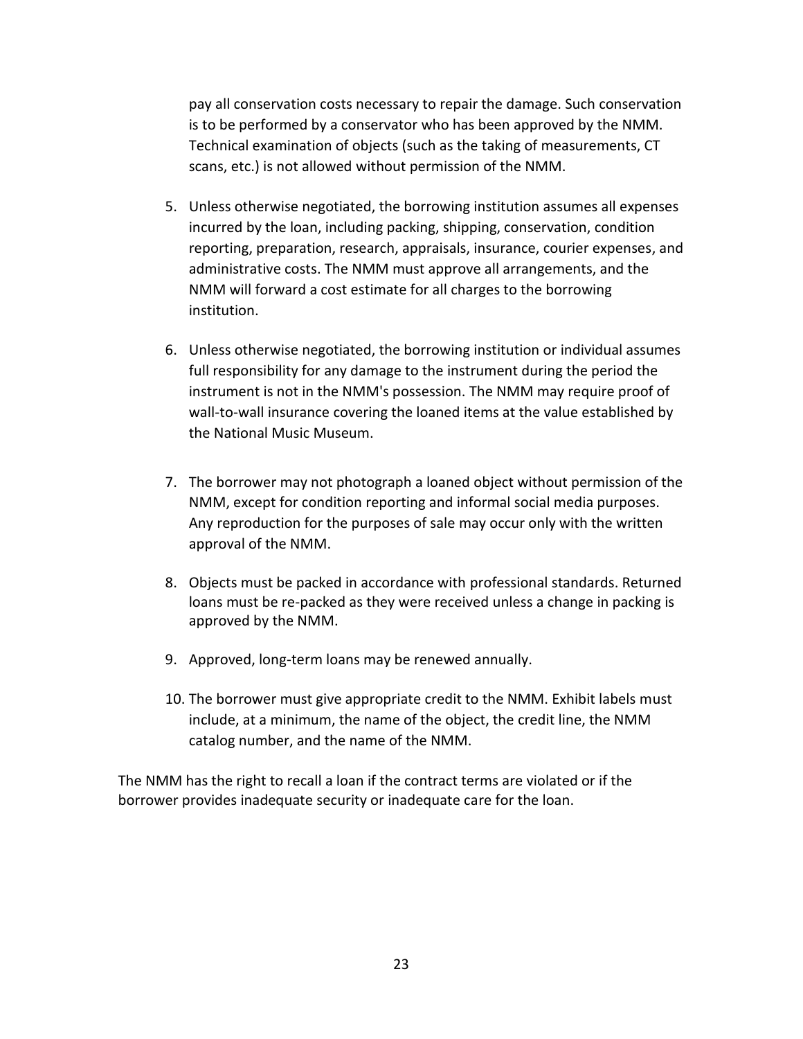pay all conservation costs necessary to repair the damage. Such conservation is to be performed by a conservator who has been approved by the NMM. Technical examination of objects (such as the taking of measurements, CT scans, etc.) is not allowed without permission of the NMM.

5. Unless otherwise negotiated, the borrowing institution assumes all expenses incurred by the loan, including packing, shipping, conservation, condition reporting, preparation, research, appraisals, insurance, courier expenses, and administrative costs. The NMM must approve all arrangements, and the NMM will forward a cost estimate for all charges to the borrowing institution.

6. Unless otherwise negotiated, the borrowing institution or individual assumes full responsibility for any damage to the instrument during the period the instrument is not in the NMM's possession. The NMM may require proof of wall-to-wall insurance covering the loaned items at the value established by the National Music Museum.

7. The borrower may not photograph a loaned object without permission of the NMM, except for condition reporting and informal social media purposes. Any reproduction for the purposes of sale may occur only with the written approval of the NMM.

8. Objects must be packed in accordance with professional standards. Returned loans must be re-packed as they were received unless a change in packing is approved by the NMM.

9. Approved, long-term loans may be renewed annually.

10. The borrower must give appropriate credit to the NMM. Exhibit labels must include, at a minimum, the name of the object, the credit line, the NMM catalog number, and the name of the NMM.

The NMM has the right to recall a loan if the contract terms are violated or if the borrower provides inadequate security or inadequate care for the loan.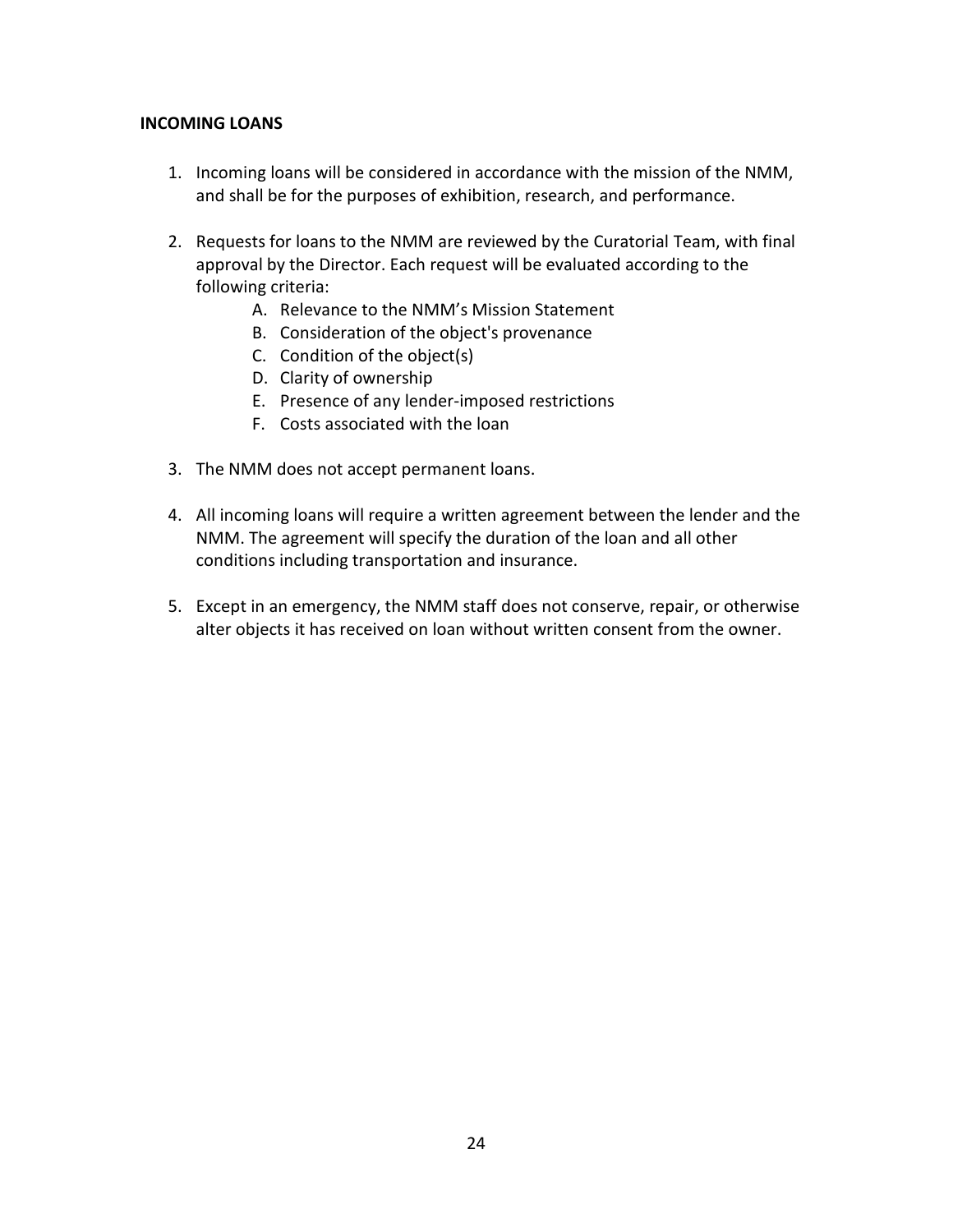**INCOMING LOANS**

1. Incoming loans will be considered in accordance with the mission of the NMM, and shall be for the purposes of exhibition, research, and performance.

2. Requests for loans to the NMM are reviewed by the Curatorial Team, with final approval by the Director. Each request will be evaluated according to the following criteria:
    - A. Relevance to the NMM's Mission Statement
    - B. Consideration of the object's provenance
    - C. Condition of the object(s)
    - D. Clarity of ownership
    - E. Presence of any lender-imposed restrictions
    - F. Costs associated with the loan

3. The NMM does not accept permanent loans.

4. All incoming loans will require a written agreement between the lender and the NMM. The agreement will specify the duration of the loan and all other conditions including transportation and insurance.

5. Except in an emergency, the NMM staff does not conserve, repair, or otherwise alter objects it has received on loan without written consent from the owner.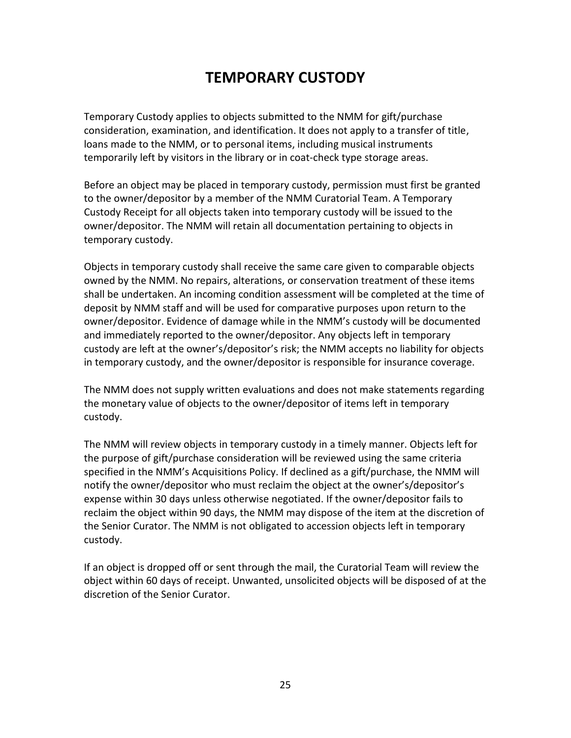# TEMPORARY CUSTODY

Temporary Custody applies to objects submitted to the NMM for gift/purchase consideration, examination, and identification. It does not apply to a transfer of title, loans made to the NMM, or to personal items, including musical instruments temporarily left by visitors in the library or in coat-check type storage areas.

Before an object may be placed in temporary custody, permission must first be granted to the owner/depositor by a member of the NMM Curatorial Team. A Temporary Custody Receipt for all objects taken into temporary custody will be issued to the owner/depositor. The NMM will retain all documentation pertaining to objects in temporary custody.

Objects in temporary custody shall receive the same care given to comparable objects owned by the NMM. No repairs, alterations, or conservation treatment of these items shall be undertaken. An incoming condition assessment will be completed at the time of deposit by NMM staff and will be used for comparative purposes upon return to the owner/depositor. Evidence of damage while in the NMM's custody will be documented and immediately reported to the owner/depositor. Any objects left in temporary custody are left at the owner's/depositor's risk; the NMM accepts no liability for objects in temporary custody, and the owner/depositor is responsible for insurance coverage.

The NMM does not supply written evaluations and does not make statements regarding the monetary value of objects to the owner/depositor of items left in temporary custody.

The NMM will review objects in temporary custody in a timely manner. Objects left for the purpose of gift/purchase consideration will be reviewed using the same criteria specified in the NMM's Acquisitions Policy. If declined as a gift/purchase, the NMM will notify the owner/depositor who must reclaim the object at the owner's/depositor's expense within 30 days unless otherwise negotiated. If the owner/depositor fails to reclaim the object within 90 days, the NMM may dispose of the item at the discretion of the Senior Curator. The NMM is not obligated to accession objects left in temporary custody.

If an object is dropped off or sent through the mail, the Curatorial Team will review the object within 60 days of receipt. Unwanted, unsolicited objects will be disposed of at the discretion of the Senior Curator.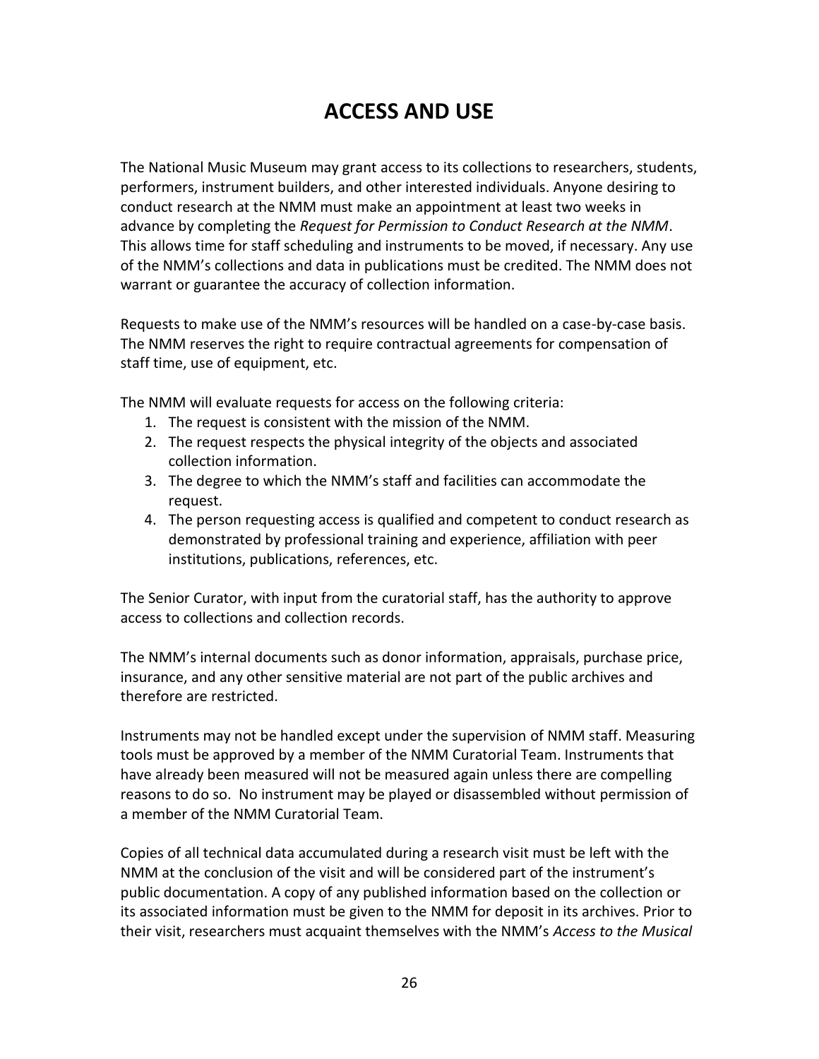# ACCESS AND USE

The National Music Museum may grant access to its collections to researchers, students, performers, instrument builders, and other interested individuals. Anyone desiring to conduct research at the NMM must make an appointment at least two weeks in advance by completing the *Request for Permission to Conduct Research at the NMM*. This allows time for staff scheduling and instruments to be moved, if necessary. Any use of the NMM's collections and data in publications must be credited. The NMM does not warrant or guarantee the accuracy of collection information.

Requests to make use of the NMM's resources will be handled on a case-by-case basis. The NMM reserves the right to require contractual agreements for compensation of staff time, use of equipment, etc.

The NMM will evaluate requests for access on the following criteria:

1. The request is consistent with the mission of the NMM.
2. The request respects the physical integrity of the objects and associated collection information.
3. The degree to which the NMM's staff and facilities can accommodate the request.
4. The person requesting access is qualified and competent to conduct research as demonstrated by professional training and experience, affiliation with peer institutions, publications, references, etc.

The Senior Curator, with input from the curatorial staff, has the authority to approve access to collections and collection records.

The NMM's internal documents such as donor information, appraisals, purchase price, insurance, and any other sensitive material are not part of the public archives and therefore are restricted.

Instruments may not be handled except under the supervision of NMM staff. Measuring tools must be approved by a member of the NMM Curatorial Team. Instruments that have already been measured will not be measured again unless there are compelling reasons to do so. No instrument may be played or disassembled without permission of a member of the NMM Curatorial Team.

Copies of all technical data accumulated during a research visit must be left with the NMM at the conclusion of the visit and will be considered part of the instrument's public documentation. A copy of any published information based on the collection or its associated information must be given to the NMM for deposit in its archives. Prior to their visit, researchers must acquaint themselves with the NMM's *Access to the Musical*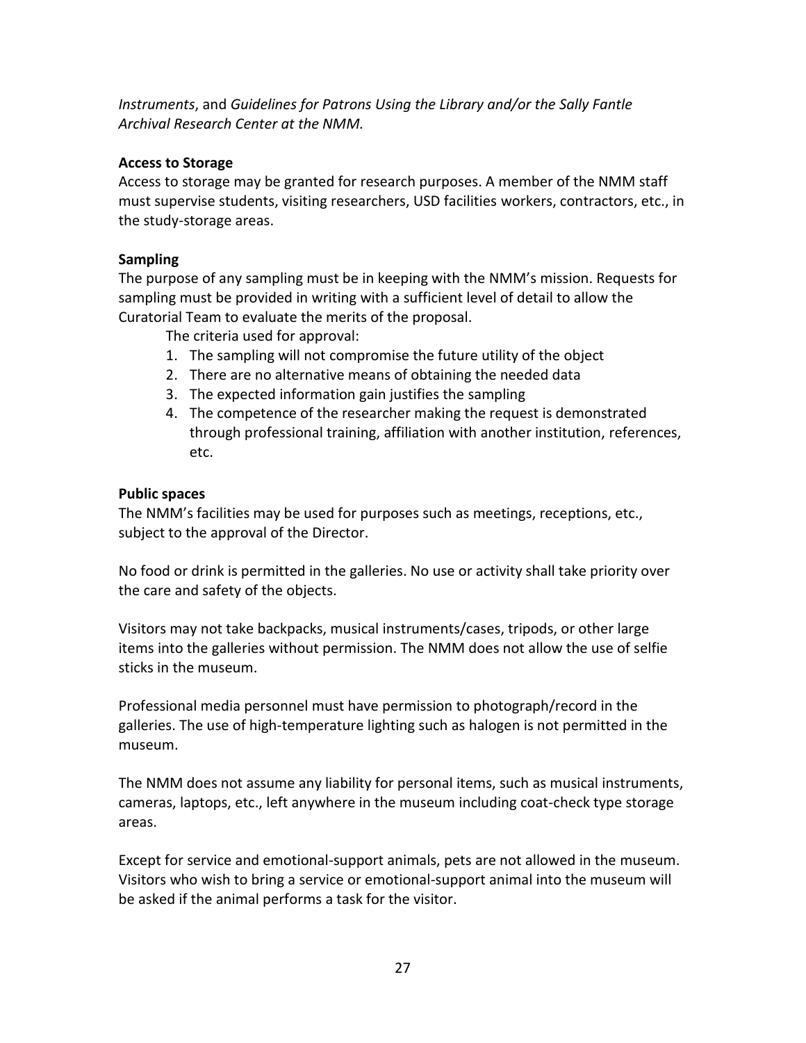*Instruments*, and *Guidelines for Patrons Using the Library and/or the Sally Fantle Archival Research Center at the NMM.*

**Access to Storage**

Access to storage may be granted for research purposes. A member of the NMM staff must supervise students, visiting researchers, USD facilities workers, contractors, etc., in the study-storage areas.

**Sampling**

The purpose of any sampling must be in keeping with the NMM's mission. Requests for sampling must be provided in writing with a sufficient level of detail to allow the Curatorial Team to evaluate the merits of the proposal.

The criteria used for approval:

1. The sampling will not compromise the future utility of the object
2. There are no alternative means of obtaining the needed data
3. The expected information gain justifies the sampling
4. The competence of the researcher making the request is demonstrated through professional training, affiliation with another institution, references, etc.

**Public spaces**

The NMM's facilities may be used for purposes such as meetings, receptions, etc., subject to the approval of the Director.

No food or drink is permitted in the galleries. No use or activity shall take priority over the care and safety of the objects.

Visitors may not take backpacks, musical instruments/cases, tripods, or other large items into the galleries without permission. The NMM does not allow the use of selfie sticks in the museum.

Professional media personnel must have permission to photograph/record in the galleries. The use of high-temperature lighting such as halogen is not permitted in the museum.

The NMM does not assume any liability for personal items, such as musical instruments, cameras, laptops, etc., left anywhere in the museum including coat-check type storage areas.

Except for service and emotional-support animals, pets are not allowed in the museum. Visitors who wish to bring a service or emotional-support animal into the museum will be asked if the animal performs a task for the visitor.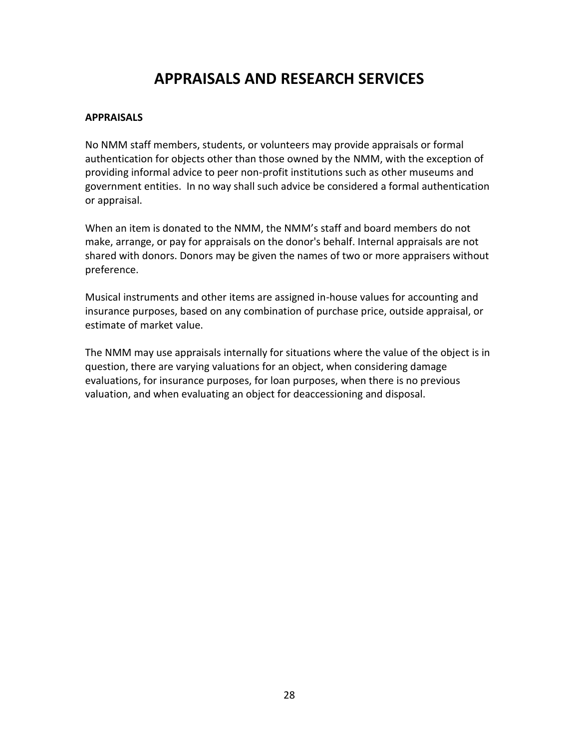# APPRAISALS AND RESEARCH SERVICES

**APPRAISALS**

No NMM staff members, students, or volunteers may provide appraisals or formal authentication for objects other than those owned by the NMM, with the exception of providing informal advice to peer non-profit institutions such as other museums and government entities.  In no way shall such advice be considered a formal authentication or appraisal.

When an item is donated to the NMM, the NMM's staff and board members do not make, arrange, or pay for appraisals on the donor's behalf. Internal appraisals are not shared with donors. Donors may be given the names of two or more appraisers without preference.

Musical instruments and other items are assigned in-house values for accounting and insurance purposes, based on any combination of purchase price, outside appraisal, or estimate of market value.

The NMM may use appraisals internally for situations where the value of the object is in question, there are varying valuations for an object, when considering damage evaluations, for insurance purposes, for loan purposes, when there is no previous valuation, and when evaluating an object for deaccessioning and disposal.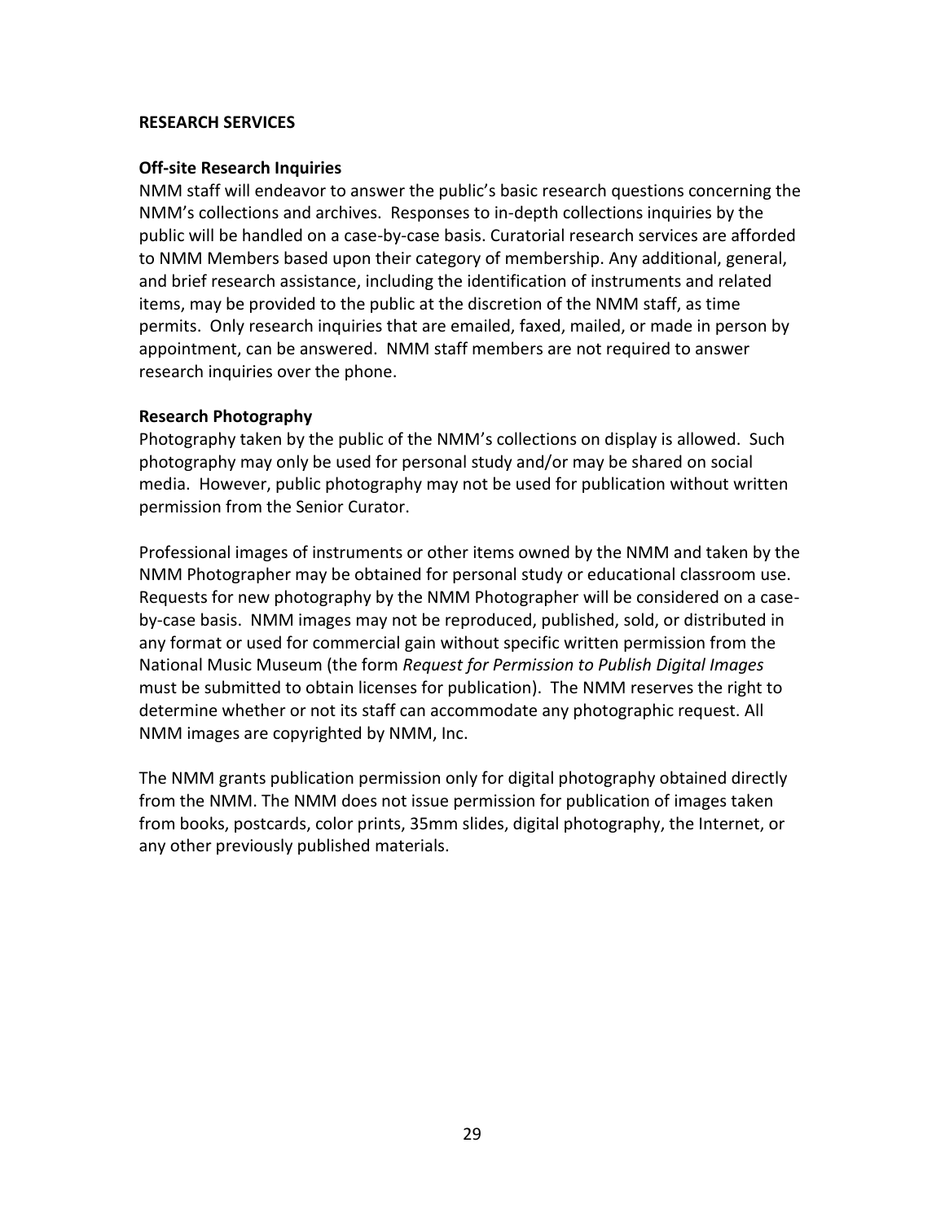## RESEARCH SERVICES

### Off-site Research Inquiries

NMM staff will endeavor to answer the public's basic research questions concerning the NMM's collections and archives. Responses to in-depth collections inquiries by the public will be handled on a case-by-case basis. Curatorial research services are afforded to NMM Members based upon their category of membership. Any additional, general, and brief research assistance, including the identification of instruments and related items, may be provided to the public at the discretion of the NMM staff, as time permits. Only research inquiries that are emailed, faxed, mailed, or made in person by appointment, can be answered. NMM staff members are not required to answer research inquiries over the phone.

### Research Photography

Photography taken by the public of the NMM's collections on display is allowed. Such photography may only be used for personal study and/or may be shared on social media. However, public photography may not be used for publication without written permission from the Senior Curator.

Professional images of instruments or other items owned by the NMM and taken by the NMM Photographer may be obtained for personal study or educational classroom use. Requests for new photography by the NMM Photographer will be considered on a case-by-case basis. NMM images may not be reproduced, published, sold, or distributed in any format or used for commercial gain without specific written permission from the National Music Museum (the form *Request for Permission to Publish Digital Images* must be submitted to obtain licenses for publication). The NMM reserves the right to determine whether or not its staff can accommodate any photographic request. All NMM images are copyrighted by NMM, Inc.

The NMM grants publication permission only for digital photography obtained directly from the NMM. The NMM does not issue permission for publication of images taken from books, postcards, color prints, 35mm slides, digital photography, the Internet, or any other previously published materials.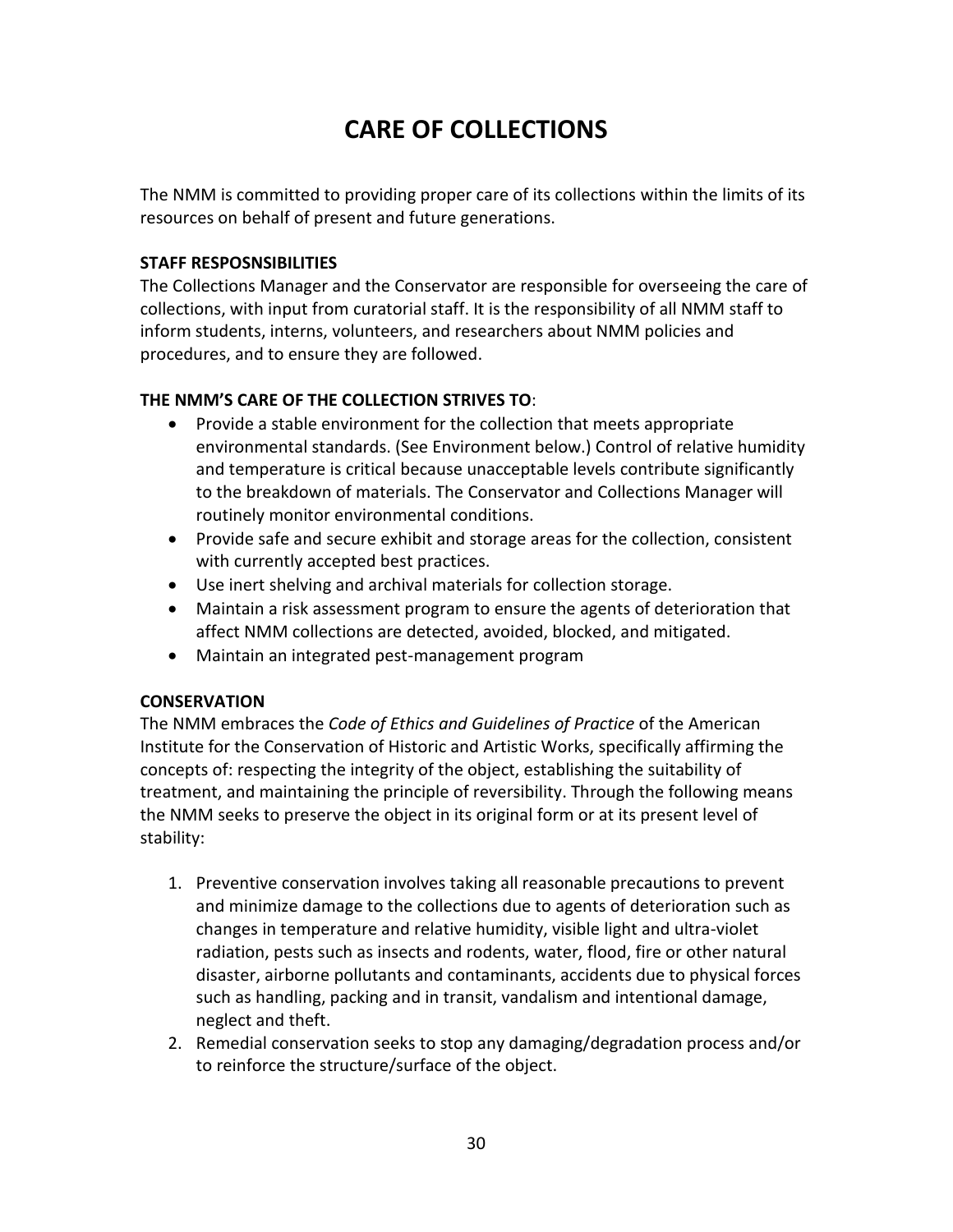# CARE OF COLLECTIONS

The NMM is committed to providing proper care of its collections within the limits of its resources on behalf of present and future generations.

**STAFF RESPOSNSIBILITIES**

The Collections Manager and the Conservator are responsible for overseeing the care of collections, with input from curatorial staff. It is the responsibility of all NMM staff to inform students, interns, volunteers, and researchers about NMM policies and procedures, and to ensure they are followed.

**THE NMM'S CARE OF THE COLLECTION STRIVES TO**:

- Provide a stable environment for the collection that meets appropriate environmental standards. (See Environment below.) Control of relative humidity and temperature is critical because unacceptable levels contribute significantly to the breakdown of materials. The Conservator and Collections Manager will routinely monitor environmental conditions.
- Provide safe and secure exhibit and storage areas for the collection, consistent with currently accepted best practices.
- Use inert shelving and archival materials for collection storage.
- Maintain a risk assessment program to ensure the agents of deterioration that affect NMM collections are detected, avoided, blocked, and mitigated.
- Maintain an integrated pest-management program

**CONSERVATION**

The NMM embraces the *Code of Ethics and Guidelines of Practice* of the American Institute for the Conservation of Historic and Artistic Works, specifically affirming the concepts of: respecting the integrity of the object, establishing the suitability of treatment, and maintaining the principle of reversibility. Through the following means the NMM seeks to preserve the object in its original form or at its present level of stability:

1. Preventive conservation involves taking all reasonable precautions to prevent and minimize damage to the collections due to agents of deterioration such as changes in temperature and relative humidity, visible light and ultra-violet radiation, pests such as insects and rodents, water, flood, fire or other natural disaster, airborne pollutants and contaminants, accidents due to physical forces such as handling, packing and in transit, vandalism and intentional damage, neglect and theft.
2. Remedial conservation seeks to stop any damaging/degradation process and/or to reinforce the structure/surface of the object.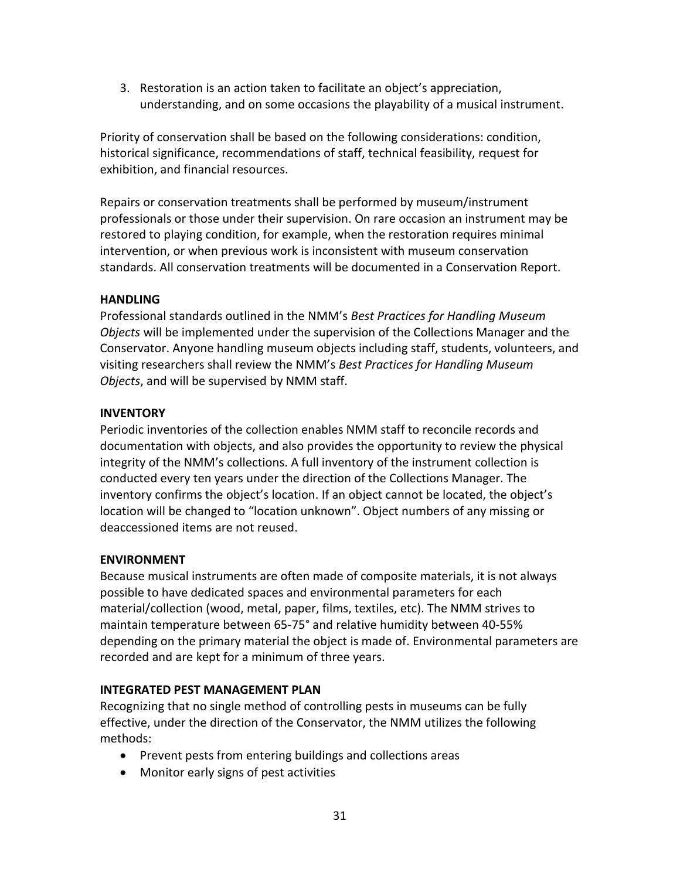3. Restoration is an action taken to facilitate an object's appreciation, understanding, and on some occasions the playability of a musical instrument.

Priority of conservation shall be based on the following considerations: condition, historical significance, recommendations of staff, technical feasibility, request for exhibition, and financial resources.

Repairs or conservation treatments shall be performed by museum/instrument professionals or those under their supervision. On rare occasion an instrument may be restored to playing condition, for example, when the restoration requires minimal intervention, or when previous work is inconsistent with museum conservation standards. All conservation treatments will be documented in a Conservation Report.

**HANDLING**

Professional standards outlined in the NMM's *Best Practices for Handling Museum Objects* will be implemented under the supervision of the Collections Manager and the Conservator. Anyone handling museum objects including staff, students, volunteers, and visiting researchers shall review the NMM's *Best Practices for Handling Museum Objects*, and will be supervised by NMM staff.

**INVENTORY**

Periodic inventories of the collection enables NMM staff to reconcile records and documentation with objects, and also provides the opportunity to review the physical integrity of the NMM's collections. A full inventory of the instrument collection is conducted every ten years under the direction of the Collections Manager. The inventory confirms the object's location. If an object cannot be located, the object's location will be changed to "location unknown". Object numbers of any missing or deaccessioned items are not reused.

**ENVIRONMENT**

Because musical instruments are often made of composite materials, it is not always possible to have dedicated spaces and environmental parameters for each material/collection (wood, metal, paper, films, textiles, etc). The NMM strives to maintain temperature between 65-75° and relative humidity between 40-55% depending on the primary material the object is made of. Environmental parameters are recorded and are kept for a minimum of three years.

**INTEGRATED PEST MANAGEMENT PLAN**

Recognizing that no single method of controlling pests in museums can be fully effective, under the direction of the Conservator, the NMM utilizes the following methods:

- Prevent pests from entering buildings and collections areas
- Monitor early signs of pest activities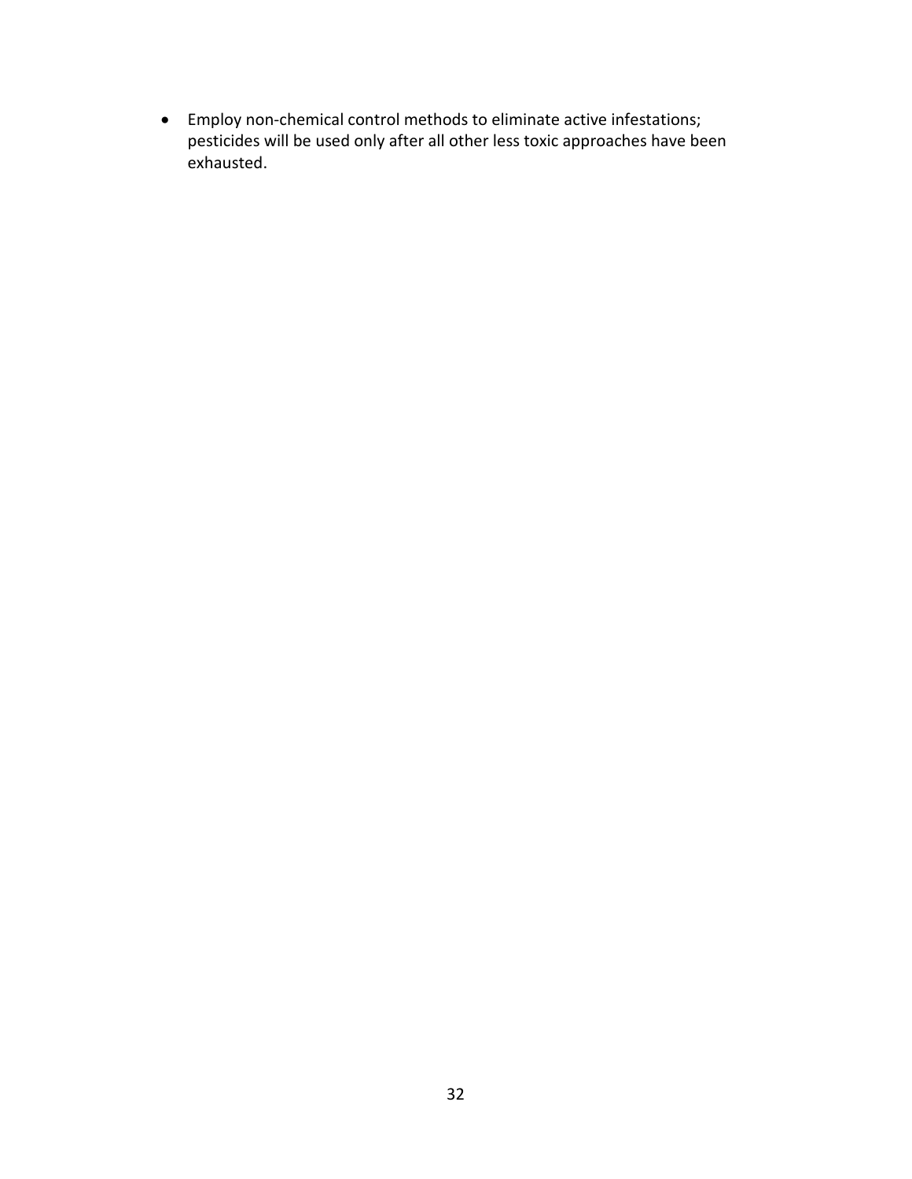- Employ non-chemical control methods to eliminate active infestations; pesticides will be used only after all other less toxic approaches have been exhausted.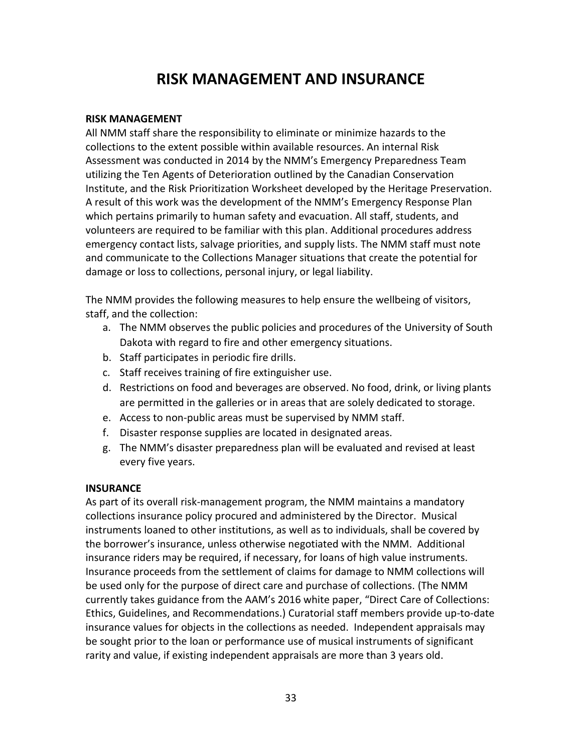# RISK MANAGEMENT AND INSURANCE

**RISK MANAGEMENT**

All NMM staff share the responsibility to eliminate or minimize hazards to the collections to the extent possible within available resources. An internal Risk Assessment was conducted in 2014 by the NMM's Emergency Preparedness Team utilizing the Ten Agents of Deterioration outlined by the Canadian Conservation Institute, and the Risk Prioritization Worksheet developed by the Heritage Preservation. A result of this work was the development of the NMM's Emergency Response Plan which pertains primarily to human safety and evacuation. All staff, students, and volunteers are required to be familiar with this plan. Additional procedures address emergency contact lists, salvage priorities, and supply lists. The NMM staff must note and communicate to the Collections Manager situations that create the potential for damage or loss to collections, personal injury, or legal liability.

The NMM provides the following measures to help ensure the wellbeing of visitors, staff, and the collection:

a. The NMM observes the public policies and procedures of the University of South Dakota with regard to fire and other emergency situations.
b. Staff participates in periodic fire drills.
c. Staff receives training of fire extinguisher use.
d. Restrictions on food and beverages are observed. No food, drink, or living plants are permitted in the galleries or in areas that are solely dedicated to storage.
e. Access to non-public areas must be supervised by NMM staff.
f. Disaster response supplies are located in designated areas.
g. The NMM's disaster preparedness plan will be evaluated and revised at least every five years.

**INSURANCE**

As part of its overall risk-management program, the NMM maintains a mandatory collections insurance policy procured and administered by the Director. Musical instruments loaned to other institutions, as well as to individuals, shall be covered by the borrower's insurance, unless otherwise negotiated with the NMM. Additional insurance riders may be required, if necessary, for loans of high value instruments. Insurance proceeds from the settlement of claims for damage to NMM collections will be used only for the purpose of direct care and purchase of collections. (The NMM currently takes guidance from the AAM's 2016 white paper, "Direct Care of Collections: Ethics, Guidelines, and Recommendations.) Curatorial staff members provide up-to-date insurance values for objects in the collections as needed. Independent appraisals may be sought prior to the loan or performance use of musical instruments of significant rarity and value, if existing independent appraisals are more than 3 years old.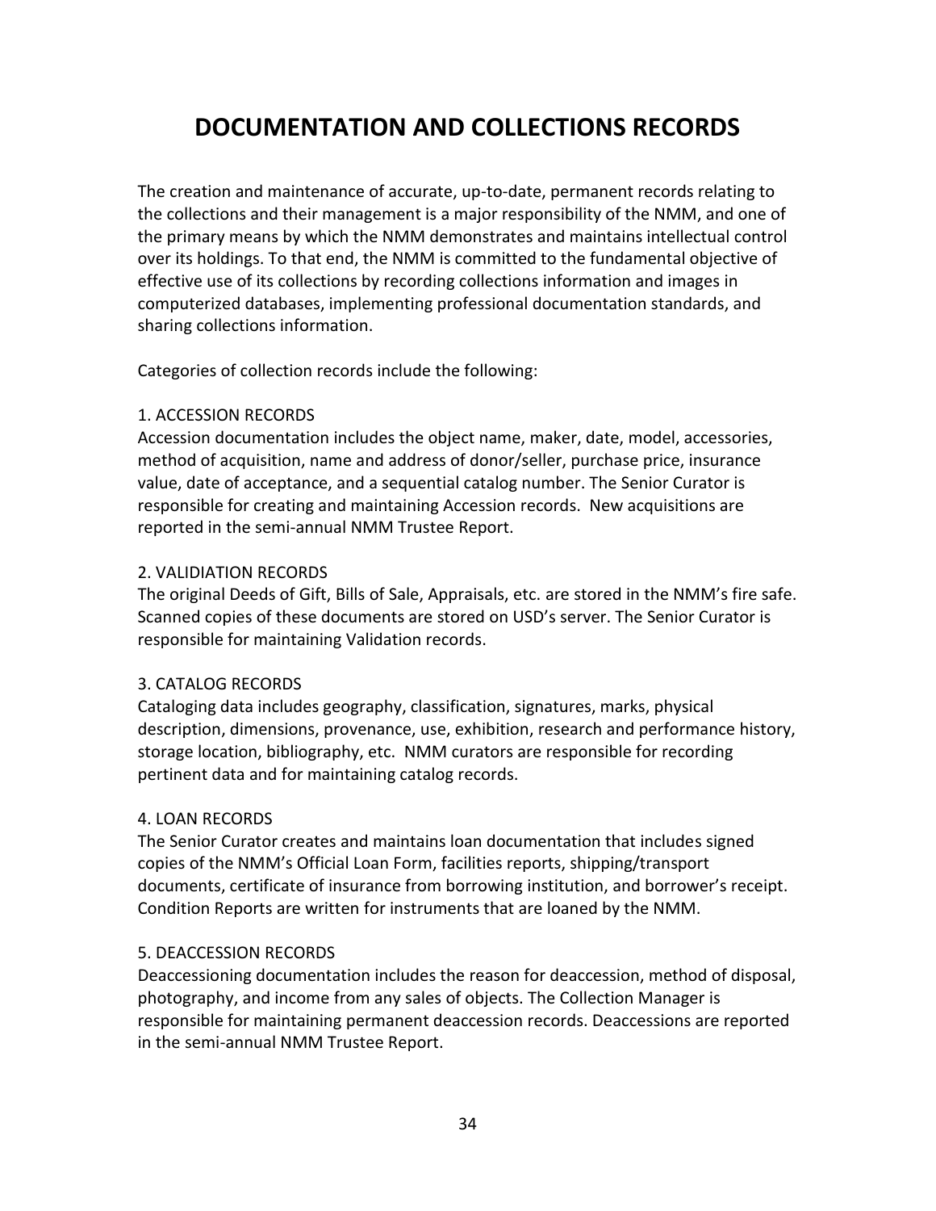# DOCUMENTATION AND COLLECTIONS RECORDS

The creation and maintenance of accurate, up-to-date, permanent records relating to the collections and their management is a major responsibility of the NMM, and one of the primary means by which the NMM demonstrates and maintains intellectual control over its holdings. To that end, the NMM is committed to the fundamental objective of effective use of its collections by recording collections information and images in computerized databases, implementing professional documentation standards, and sharing collections information.

Categories of collection records include the following:

1. ACCESSION RECORDS

Accession documentation includes the object name, maker, date, model, accessories, method of acquisition, name and address of donor/seller, purchase price, insurance value, date of acceptance, and a sequential catalog number. The Senior Curator is responsible for creating and maintaining Accession records. New acquisitions are reported in the semi-annual NMM Trustee Report.

2. VALIDIATION RECORDS

The original Deeds of Gift, Bills of Sale, Appraisals, etc. are stored in the NMM's fire safe. Scanned copies of these documents are stored on USD's server. The Senior Curator is responsible for maintaining Validation records.

3. CATALOG RECORDS

Cataloging data includes geography, classification, signatures, marks, physical description, dimensions, provenance, use, exhibition, research and performance history, storage location, bibliography, etc. NMM curators are responsible for recording pertinent data and for maintaining catalog records.

4. LOAN RECORDS

The Senior Curator creates and maintains loan documentation that includes signed copies of the NMM's Official Loan Form, facilities reports, shipping/transport documents, certificate of insurance from borrowing institution, and borrower's receipt. Condition Reports are written for instruments that are loaned by the NMM.

5. DEACCESSION RECORDS

Deaccessioning documentation includes the reason for deaccession, method of disposal, photography, and income from any sales of objects. The Collection Manager is responsible for maintaining permanent deaccession records. Deaccessions are reported in the semi-annual NMM Trustee Report.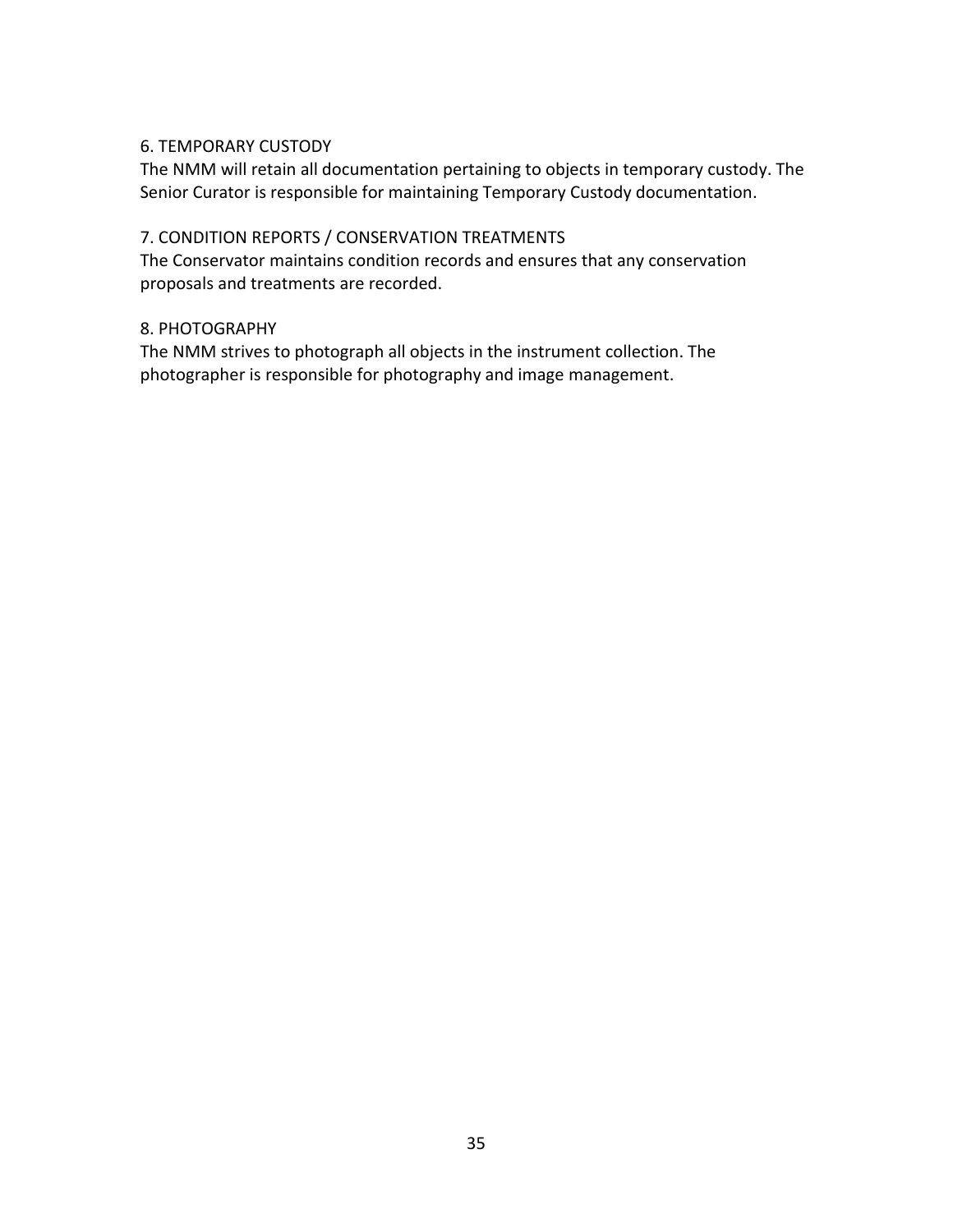## 6. TEMPORARY CUSTODY

The NMM will retain all documentation pertaining to objects in temporary custody. The Senior Curator is responsible for maintaining Temporary Custody documentation.

## 7. CONDITION REPORTS / CONSERVATION TREATMENTS

The Conservator maintains condition records and ensures that any conservation proposals and treatments are recorded.

## 8. PHOTOGRAPHY

The NMM strives to photograph all objects in the instrument collection. The photographer is responsible for photography and image management.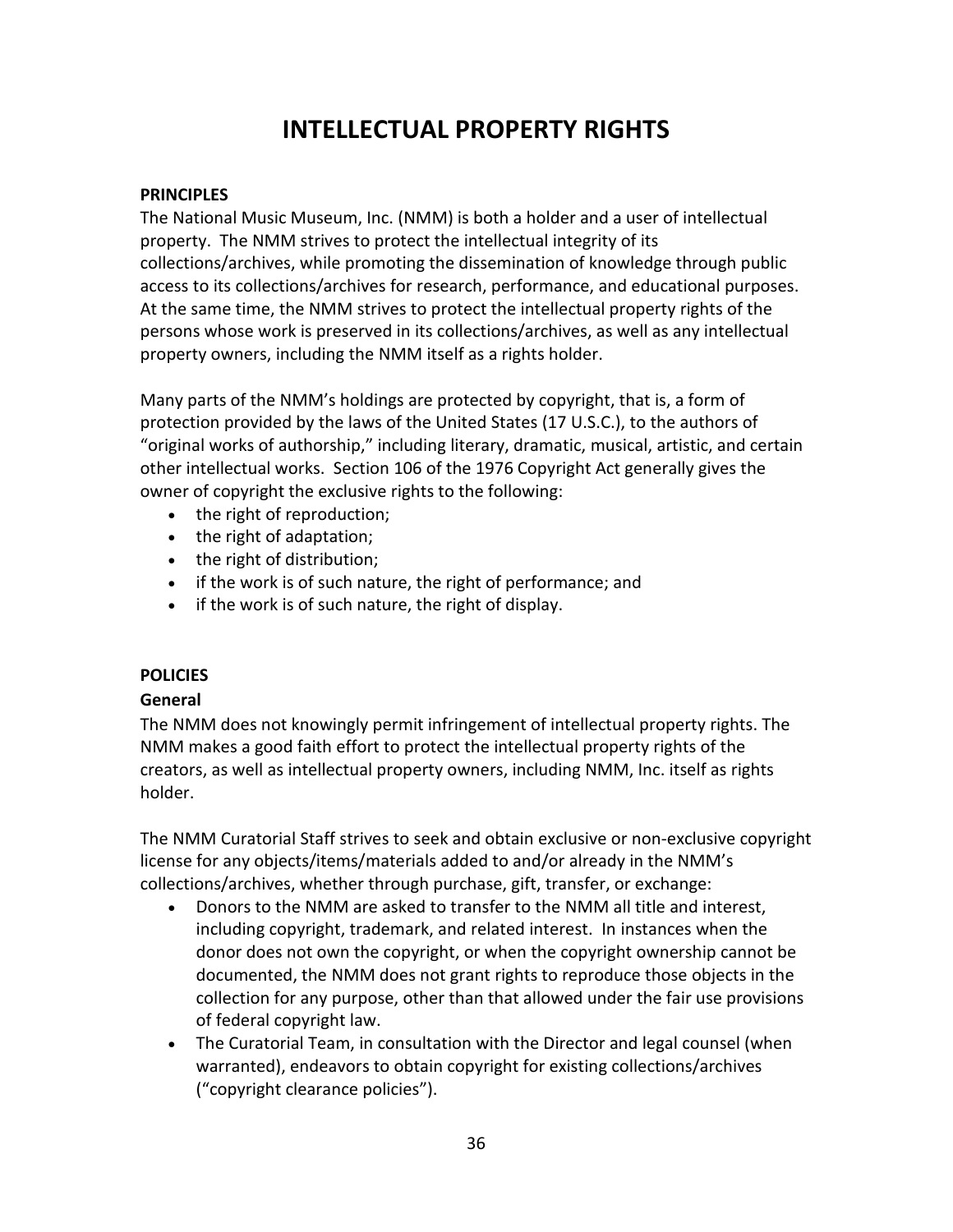# INTELLECTUAL PROPERTY RIGHTS

**PRINCIPLES**

The National Music Museum, Inc. (NMM) is both a holder and a user of intellectual property. The NMM strives to protect the intellectual integrity of its collections/archives, while promoting the dissemination of knowledge through public access to its collections/archives for research, performance, and educational purposes. At the same time, the NMM strives to protect the intellectual property rights of the persons whose work is preserved in its collections/archives, as well as any intellectual property owners, including the NMM itself as a rights holder.

Many parts of the NMM's holdings are protected by copyright, that is, a form of protection provided by the laws of the United States (17 U.S.C.), to the authors of "original works of authorship," including literary, dramatic, musical, artistic, and certain other intellectual works. Section 106 of the 1976 Copyright Act generally gives the owner of copyright the exclusive rights to the following:

- the right of reproduction;
- the right of adaptation;
- the right of distribution;
- if the work is of such nature, the right of performance; and
- if the work is of such nature, the right of display.

**POLICIES**

**General**

The NMM does not knowingly permit infringement of intellectual property rights. The NMM makes a good faith effort to protect the intellectual property rights of the creators, as well as intellectual property owners, including NMM, Inc. itself as rights holder.

The NMM Curatorial Staff strives to seek and obtain exclusive or non-exclusive copyright license for any objects/items/materials added to and/or already in the NMM's collections/archives, whether through purchase, gift, transfer, or exchange:

- Donors to the NMM are asked to transfer to the NMM all title and interest, including copyright, trademark, and related interest. In instances when the donor does not own the copyright, or when the copyright ownership cannot be documented, the NMM does not grant rights to reproduce those objects in the collection for any purpose, other than that allowed under the fair use provisions of federal copyright law.
- The Curatorial Team, in consultation with the Director and legal counsel (when warranted), endeavors to obtain copyright for existing collections/archives ("copyright clearance policies").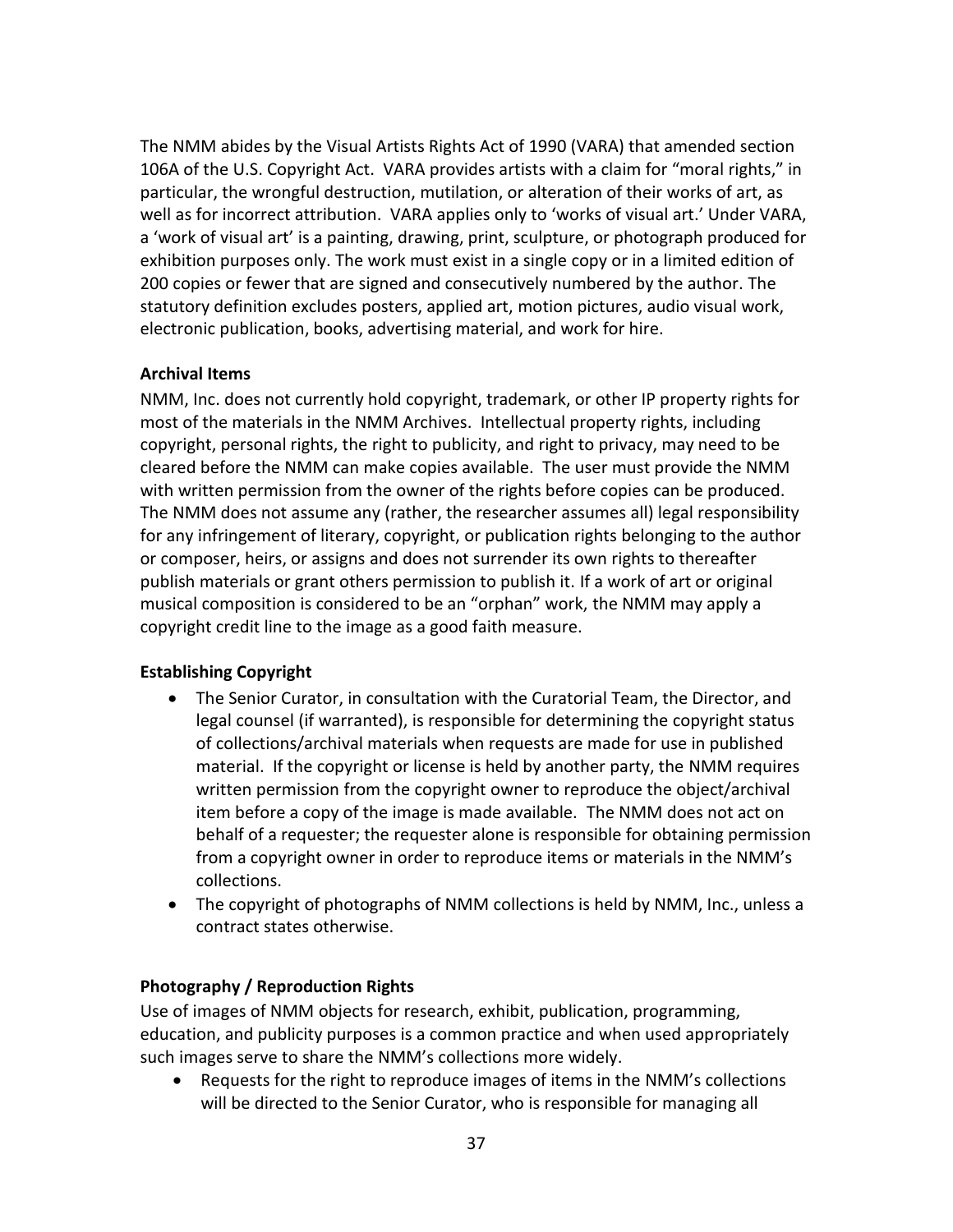The NMM abides by the Visual Artists Rights Act of 1990 (VARA) that amended section 106A of the U.S. Copyright Act. VARA provides artists with a claim for "moral rights," in particular, the wrongful destruction, mutilation, or alteration of their works of art, as well as for incorrect attribution. VARA applies only to 'works of visual art.' Under VARA, a 'work of visual art' is a painting, drawing, print, sculpture, or photograph produced for exhibition purposes only. The work must exist in a single copy or in a limited edition of 200 copies or fewer that are signed and consecutively numbered by the author. The statutory definition excludes posters, applied art, motion pictures, audio visual work, electronic publication, books, advertising material, and work for hire.

**Archival Items**

NMM, Inc. does not currently hold copyright, trademark, or other IP property rights for most of the materials in the NMM Archives. Intellectual property rights, including copyright, personal rights, the right to publicity, and right to privacy, may need to be cleared before the NMM can make copies available. The user must provide the NMM with written permission from the owner of the rights before copies can be produced. The NMM does not assume any (rather, the researcher assumes all) legal responsibility for any infringement of literary, copyright, or publication rights belonging to the author or composer, heirs, or assigns and does not surrender its own rights to thereafter publish materials or grant others permission to publish it. If a work of art or original musical composition is considered to be an "orphan" work, the NMM may apply a copyright credit line to the image as a good faith measure.

**Establishing Copyright**

- The Senior Curator, in consultation with the Curatorial Team, the Director, and legal counsel (if warranted), is responsible for determining the copyright status of collections/archival materials when requests are made for use in published material. If the copyright or license is held by another party, the NMM requires written permission from the copyright owner to reproduce the object/archival item before a copy of the image is made available. The NMM does not act on behalf of a requester; the requester alone is responsible for obtaining permission from a copyright owner in order to reproduce items or materials in the NMM's collections.
- The copyright of photographs of NMM collections is held by NMM, Inc., unless a contract states otherwise.

**Photography / Reproduction Rights**

Use of images of NMM objects for research, exhibit, publication, programming, education, and publicity purposes is a common practice and when used appropriately such images serve to share the NMM's collections more widely.

- Requests for the right to reproduce images of items in the NMM's collections will be directed to the Senior Curator, who is responsible for managing all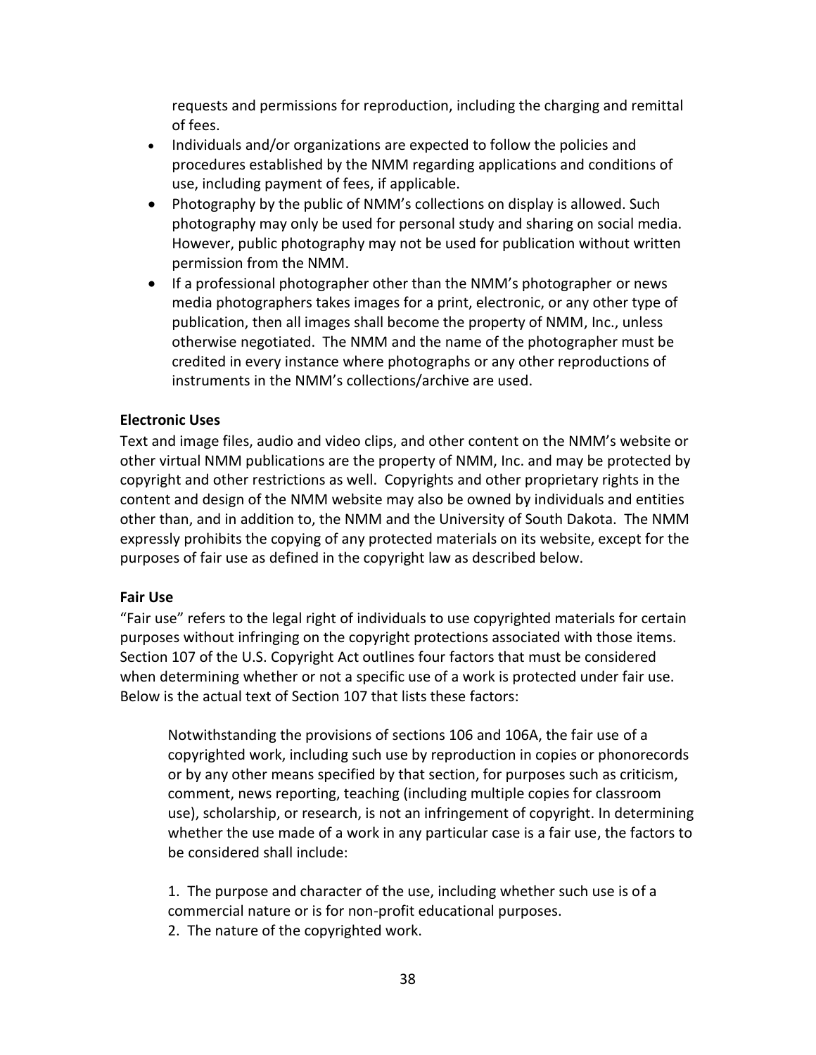requests and permissions for reproduction, including the charging and remittal of fees.

- Individuals and/or organizations are expected to follow the policies and procedures established by the NMM regarding applications and conditions of use, including payment of fees, if applicable.
- Photography by the public of NMM's collections on display is allowed. Such photography may only be used for personal study and sharing on social media. However, public photography may not be used for publication without written permission from the NMM.
- If a professional photographer other than the NMM's photographer or news media photographers takes images for a print, electronic, or any other type of publication, then all images shall become the property of NMM, Inc., unless otherwise negotiated. The NMM and the name of the photographer must be credited in every instance where photographs or any other reproductions of instruments in the NMM's collections/archive are used.

**Electronic Uses**

Text and image files, audio and video clips, and other content on the NMM's website or other virtual NMM publications are the property of NMM, Inc. and may be protected by copyright and other restrictions as well. Copyrights and other proprietary rights in the content and design of the NMM website may also be owned by individuals and entities other than, and in addition to, the NMM and the University of South Dakota. The NMM expressly prohibits the copying of any protected materials on its website, except for the purposes of fair use as defined in the copyright law as described below.

**Fair Use**

"Fair use" refers to the legal right of individuals to use copyrighted materials for certain purposes without infringing on the copyright protections associated with those items. Section 107 of the U.S. Copyright Act outlines four factors that must be considered when determining whether or not a specific use of a work is protected under fair use. Below is the actual text of Section 107 that lists these factors:

> Notwithstanding the provisions of sections 106 and 106A, the fair use of a copyrighted work, including such use by reproduction in copies or phonorecords or by any other means specified by that section, for purposes such as criticism, comment, news reporting, teaching (including multiple copies for classroom use), scholarship, or research, is not an infringement of copyright. In determining whether the use made of a work in any particular case is a fair use, the factors to be considered shall include:
>
> 1. The purpose and character of the use, including whether such use is of a commercial nature or is for non-profit educational purposes.
> 2. The nature of the copyrighted work.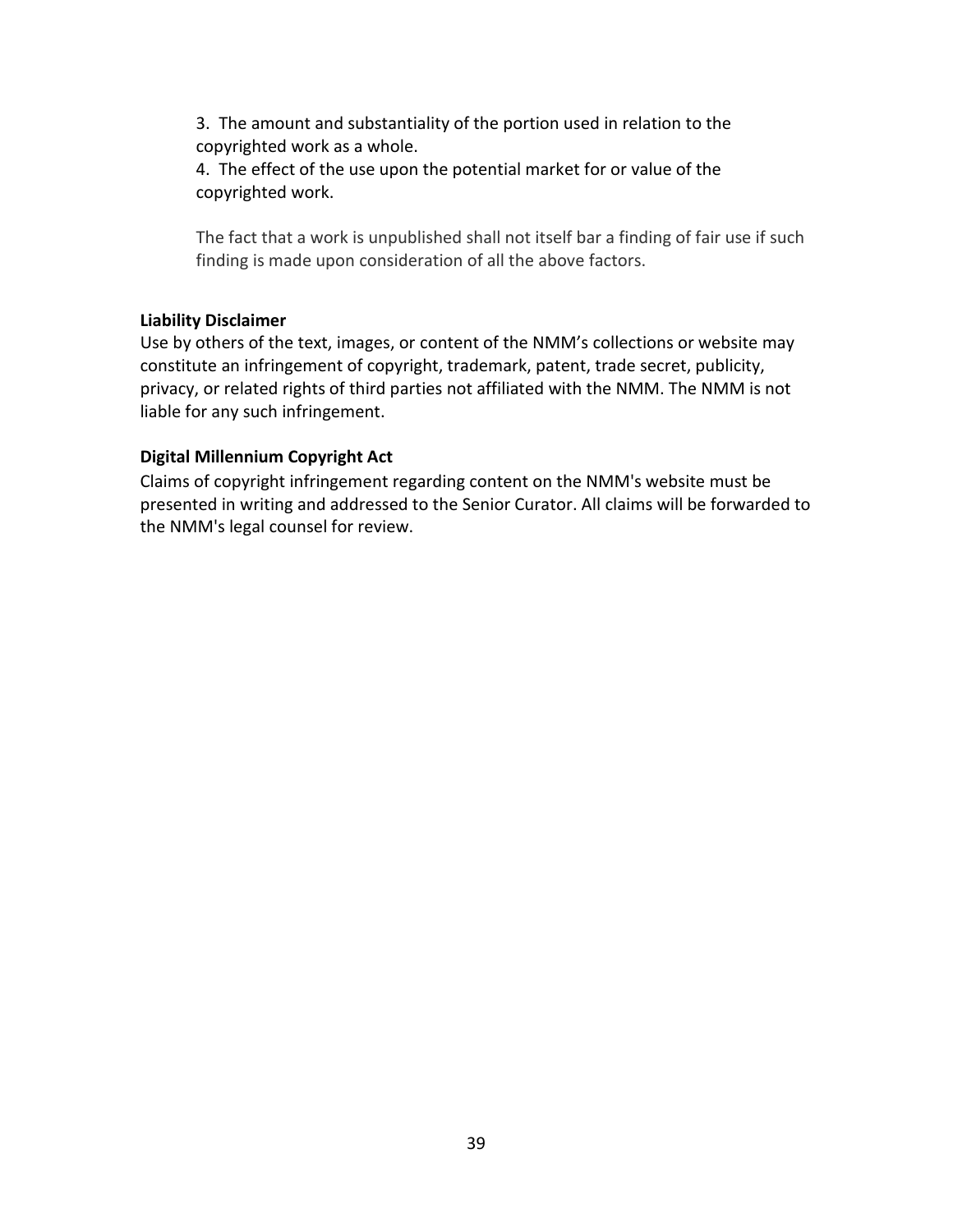3. The amount and substantiality of the portion used in relation to the copyrighted work as a whole.
4. The effect of the use upon the potential market for or value of the copyrighted work.

The fact that a work is unpublished shall not itself bar a finding of fair use if such finding is made upon consideration of all the above factors.

**Liability Disclaimer**

Use by others of the text, images, or content of the NMM's collections or website may constitute an infringement of copyright, trademark, patent, trade secret, publicity, privacy, or related rights of third parties not affiliated with the NMM. The NMM is not liable for any such infringement.

**Digital Millennium Copyright Act**

Claims of copyright infringement regarding content on the NMM's website must be presented in writing and addressed to the Senior Curator. All claims will be forwarded to the NMM's legal counsel for review.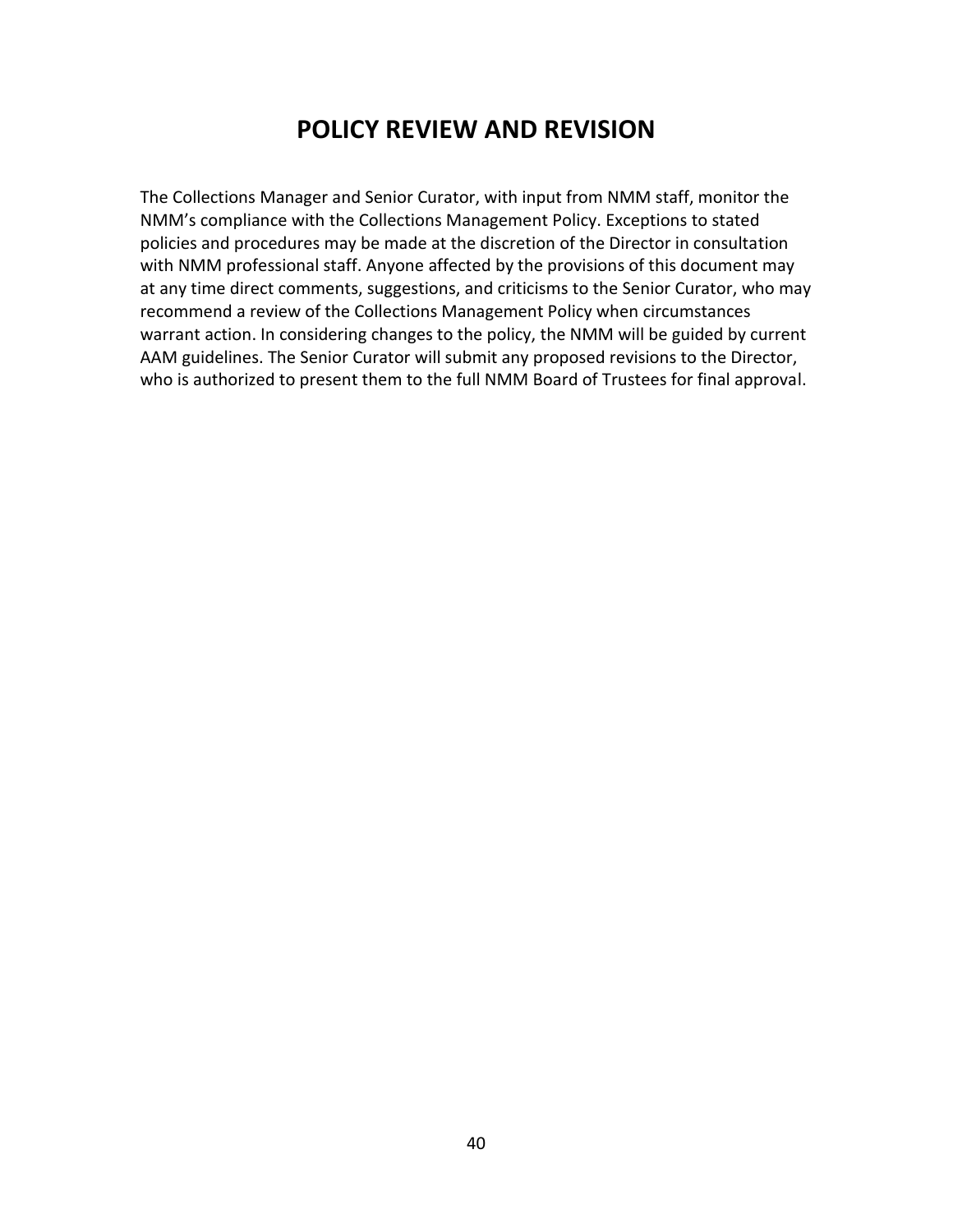# POLICY REVIEW AND REVISION

The Collections Manager and Senior Curator, with input from NMM staff, monitor the NMM's compliance with the Collections Management Policy. Exceptions to stated policies and procedures may be made at the discretion of the Director in consultation with NMM professional staff. Anyone affected by the provisions of this document may at any time direct comments, suggestions, and criticisms to the Senior Curator, who may recommend a review of the Collections Management Policy when circumstances warrant action. In considering changes to the policy, the NMM will be guided by current AAM guidelines. The Senior Curator will submit any proposed revisions to the Director, who is authorized to present them to the full NMM Board of Trustees for final approval.